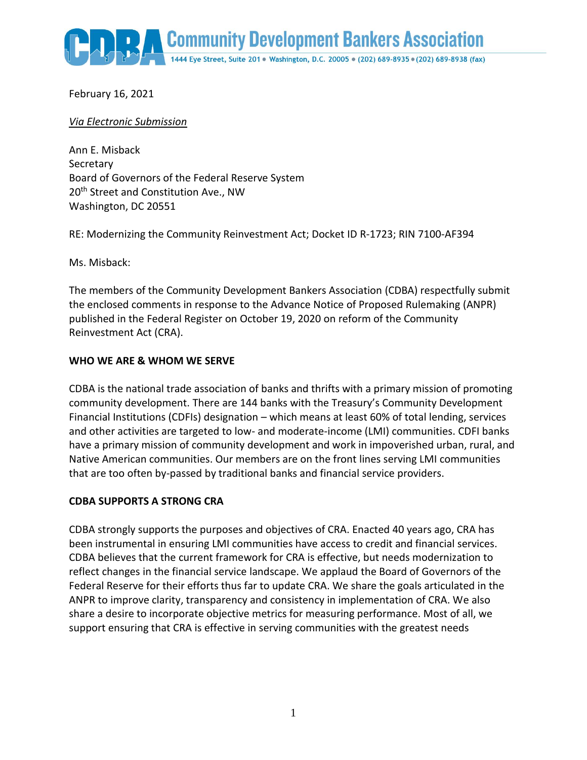# Community Development Bankers Association

1444 Eye Street, Suite 201 • Washington, D.C. 20005 • (202) 689-8935 • (202) 689-8938 (fax)

February 16, 2021

*Via Electronic Submission*

Ann E. Misback
Secretary
Board of Governors of the Federal Reserve System
20th Street and Constitution Ave., NW
Washington, DC 20551

RE: Modernizing the Community Reinvestment Act; Docket ID R-1723; RIN 7100-AF394

Ms. Misback:

The members of the Community Development Bankers Association (CDBA) respectfully submit the enclosed comments in response to the Advance Notice of Proposed Rulemaking (ANPR) published in the Federal Register on October 19, 2020 on reform of the Community Reinvestment Act (CRA).

**WHO WE ARE & WHOM WE SERVE**

CDBA is the national trade association of banks and thrifts with a primary mission of promoting community development. There are 144 banks with the Treasury's Community Development Financial Institutions (CDFIs) designation – which means at least 60% of total lending, services and other activities are targeted to low- and moderate-income (LMI) communities. CDFI banks have a primary mission of community development and work in impoverished urban, rural, and Native American communities. Our members are on the front lines serving LMI communities that are too often by-passed by traditional banks and financial service providers.

**CDBA SUPPORTS A STRONG CRA**

CDBA strongly supports the purposes and objectives of CRA. Enacted 40 years ago, CRA has been instrumental in ensuring LMI communities have access to credit and financial services. CDBA believes that the current framework for CRA is effective, but needs modernization to reflect changes in the financial service landscape. We applaud the Board of Governors of the Federal Reserve for their efforts thus far to update CRA. We share the goals articulated in the ANPR to improve clarity, transparency and consistency in implementation of CRA. We also share a desire to incorporate objective metrics for measuring performance. Most of all, we support ensuring that CRA is effective in serving communities with the greatest needs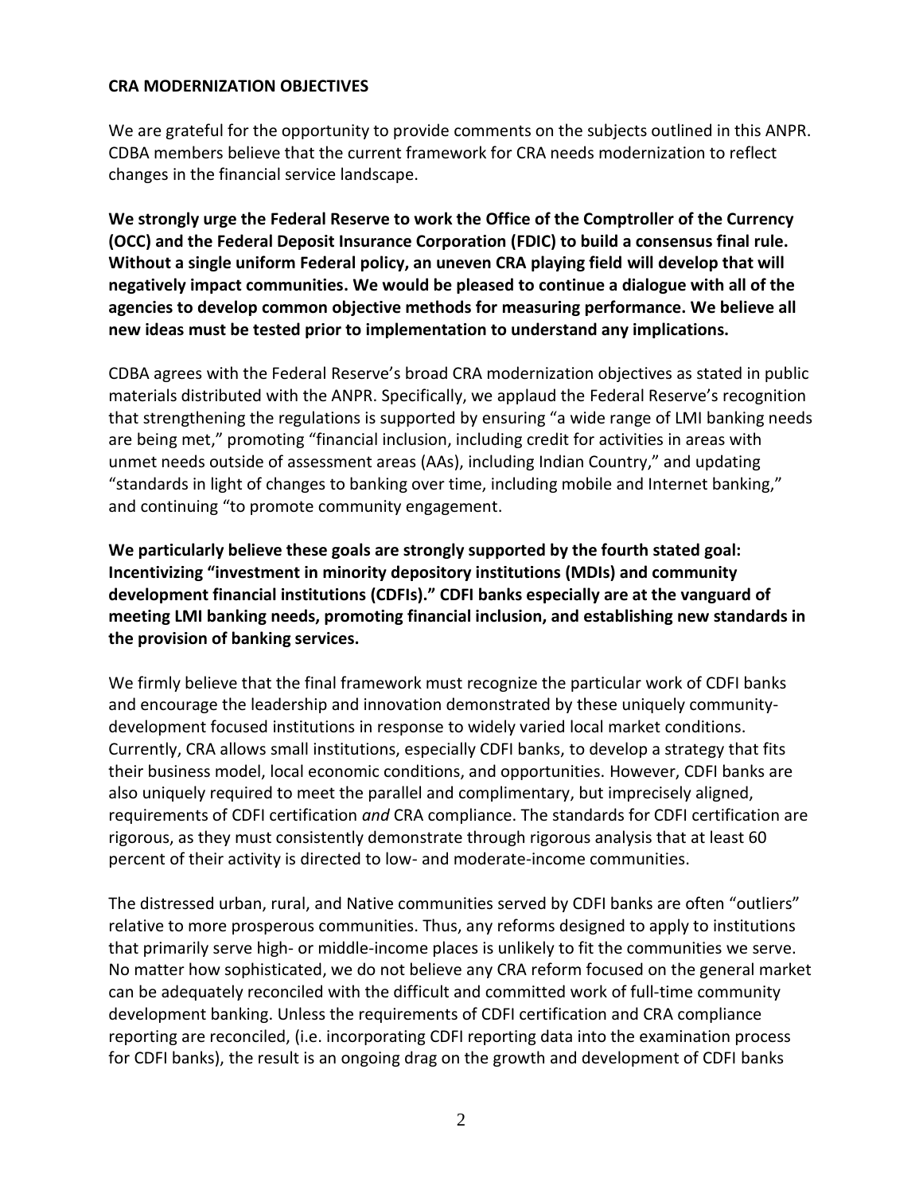**CRA MODERNIZATION OBJECTIVES**

We are grateful for the opportunity to provide comments on the subjects outlined in this ANPR. CDBA members believe that the current framework for CRA needs modernization to reflect changes in the financial service landscape.

**We strongly urge the Federal Reserve to work the Office of the Comptroller of the Currency (OCC) and the Federal Deposit Insurance Corporation (FDIC) to build a consensus final rule. Without a single uniform Federal policy, an uneven CRA playing field will develop that will negatively impact communities. We would be pleased to continue a dialogue with all of the agencies to develop common objective methods for measuring performance. We believe all new ideas must be tested prior to implementation to understand any implications.**

CDBA agrees with the Federal Reserve's broad CRA modernization objectives as stated in public materials distributed with the ANPR. Specifically, we applaud the Federal Reserve's recognition that strengthening the regulations is supported by ensuring "a wide range of LMI banking needs are being met," promoting "financial inclusion, including credit for activities in areas with unmet needs outside of assessment areas (AAs), including Indian Country," and updating "standards in light of changes to banking over time, including mobile and Internet banking," and continuing "to promote community engagement.

**We particularly believe these goals are strongly supported by the fourth stated goal: Incentivizing "investment in minority depository institutions (MDIs) and community development financial institutions (CDFIs)." CDFI banks especially are at the vanguard of meeting LMI banking needs, promoting financial inclusion, and establishing new standards in the provision of banking services.**

We firmly believe that the final framework must recognize the particular work of CDFI banks and encourage the leadership and innovation demonstrated by these uniquely community-development focused institutions in response to widely varied local market conditions. Currently, CRA allows small institutions, especially CDFI banks, to develop a strategy that fits their business model, local economic conditions, and opportunities. However, CDFI banks are also uniquely required to meet the parallel and complimentary, but imprecisely aligned, requirements of CDFI certification *and* CRA compliance. The standards for CDFI certification are rigorous, as they must consistently demonstrate through rigorous analysis that at least 60 percent of their activity is directed to low- and moderate-income communities.

The distressed urban, rural, and Native communities served by CDFI banks are often "outliers" relative to more prosperous communities. Thus, any reforms designed to apply to institutions that primarily serve high- or middle-income places is unlikely to fit the communities we serve. No matter how sophisticated, we do not believe any CRA reform focused on the general market can be adequately reconciled with the difficult and committed work of full-time community development banking. Unless the requirements of CDFI certification and CRA compliance reporting are reconciled, (i.e. incorporating CDFI reporting data into the examination process for CDFI banks), the result is an ongoing drag on the growth and development of CDFI banks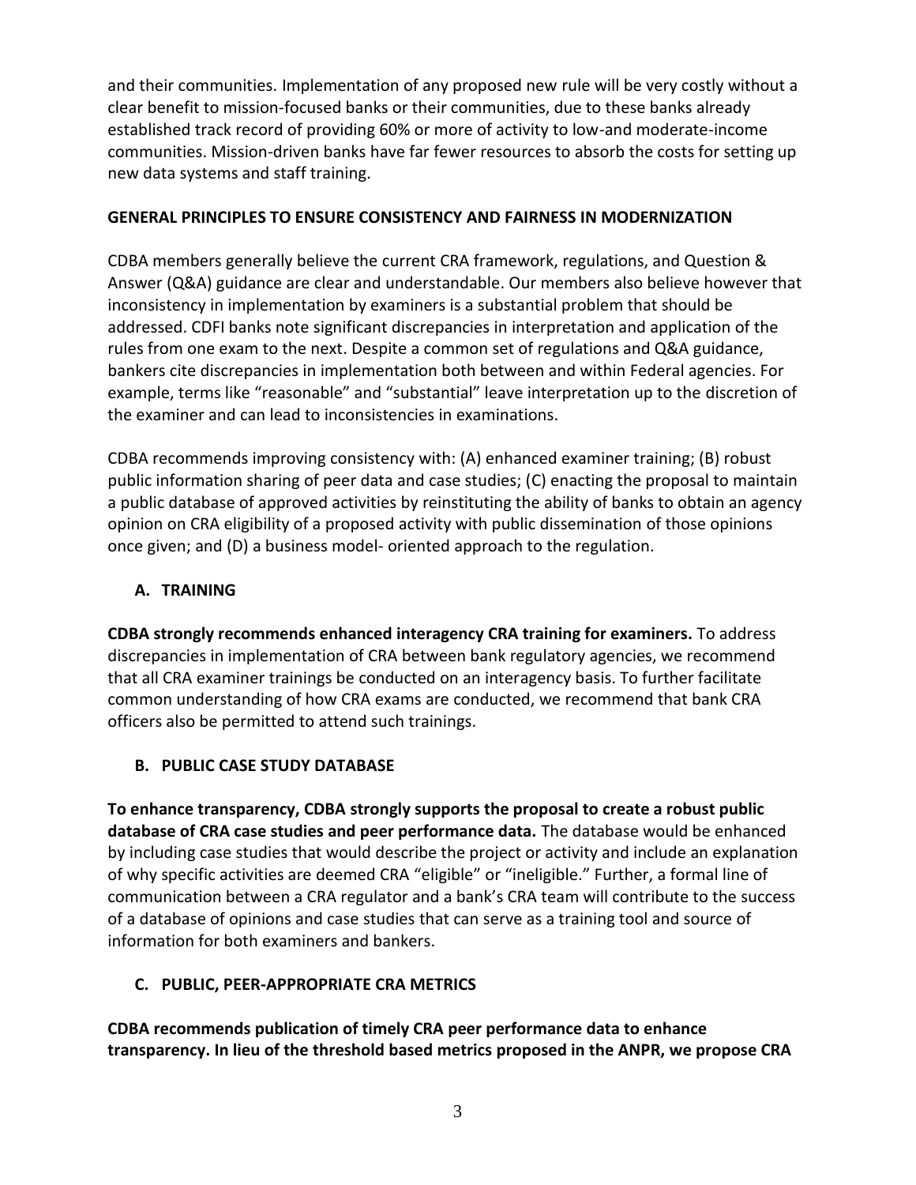and their communities. Implementation of any proposed new rule will be very costly without a clear benefit to mission-focused banks or their communities, due to these banks already established track record of providing 60% or more of activity to low-and moderate-income communities. Mission-driven banks have far fewer resources to absorb the costs for setting up new data systems and staff training.

## GENERAL PRINCIPLES TO ENSURE CONSISTENCY AND FAIRNESS IN MODERNIZATION

CDBA members generally believe the current CRA framework, regulations, and Question & Answer (Q&A) guidance are clear and understandable. Our members also believe however that inconsistency in implementation by examiners is a substantial problem that should be addressed. CDFI banks note significant discrepancies in interpretation and application of the rules from one exam to the next. Despite a common set of regulations and Q&A guidance, bankers cite discrepancies in implementation both between and within Federal agencies. For example, terms like "reasonable" and "substantial" leave interpretation up to the discretion of the examiner and can lead to inconsistencies in examinations.

CDBA recommends improving consistency with: (A) enhanced examiner training; (B) robust public information sharing of peer data and case studies; (C) enacting the proposal to maintain a public database of approved activities by reinstituting the ability of banks to obtain an agency opinion on CRA eligibility of a proposed activity with public dissemination of those opinions once given; and (D) a business model- oriented approach to the regulation.

### A. TRAINING

**CDBA strongly recommends enhanced interagency CRA training for examiners.** To address discrepancies in implementation of CRA between bank regulatory agencies, we recommend that all CRA examiner trainings be conducted on an interagency basis. To further facilitate common understanding of how CRA exams are conducted, we recommend that bank CRA officers also be permitted to attend such trainings.

### B. PUBLIC CASE STUDY DATABASE

**To enhance transparency, CDBA strongly supports the proposal to create a robust public database of CRA case studies and peer performance data.** The database would be enhanced by including case studies that would describe the project or activity and include an explanation of why specific activities are deemed CRA "eligible" or "ineligible." Further, a formal line of communication between a CRA regulator and a bank's CRA team will contribute to the success of a database of opinions and case studies that can serve as a training tool and source of information for both examiners and bankers.

### C. PUBLIC, PEER-APPROPRIATE CRA METRICS

**CDBA recommends publication of timely CRA peer performance data to enhance transparency. In lieu of the threshold based metrics proposed in the ANPR, we propose CRA**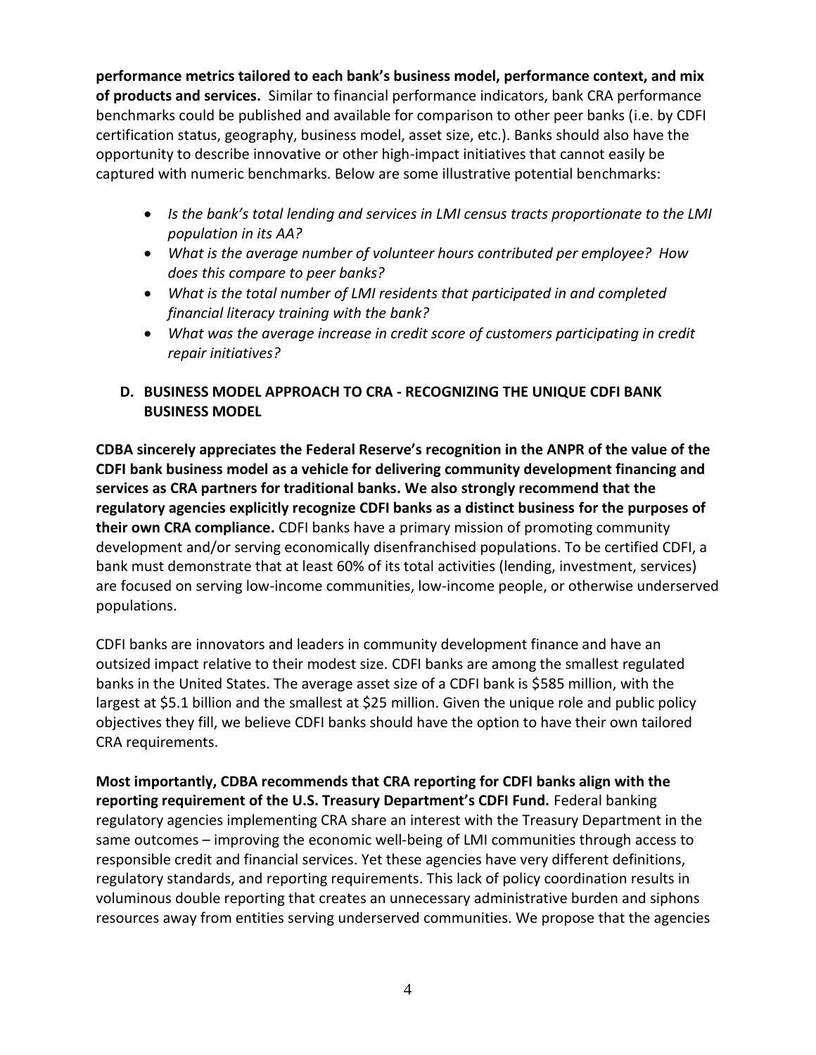**performance metrics tailored to each bank's business model, performance context, and mix of products and services.** Similar to financial performance indicators, bank CRA performance benchmarks could be published and available for comparison to other peer banks (i.e. by CDFI certification status, geography, business model, asset size, etc.). Banks should also have the opportunity to describe innovative or other high-impact initiatives that cannot easily be captured with numeric benchmarks. Below are some illustrative potential benchmarks:

- *Is the bank's total lending and services in LMI census tracts proportionate to the LMI population in its AA?*
- *What is the average number of volunteer hours contributed per employee? How does this compare to peer banks?*
- *What is the total number of LMI residents that participated in and completed financial literacy training with the bank?*
- *What was the average increase in credit score of customers participating in credit repair initiatives?*

## D. BUSINESS MODEL APPROACH TO CRA - RECOGNIZING THE UNIQUE CDFI BANK BUSINESS MODEL

**CDBA sincerely appreciates the Federal Reserve's recognition in the ANPR of the value of the CDFI bank business model as a vehicle for delivering community development financing and services as CRA partners for traditional banks. We also strongly recommend that the regulatory agencies explicitly recognize CDFI banks as a distinct business for the purposes of their own CRA compliance.** CDFI banks have a primary mission of promoting community development and/or serving economically disenfranchised populations. To be certified CDFI, a bank must demonstrate that at least 60% of its total activities (lending, investment, services) are focused on serving low-income communities, low-income people, or otherwise underserved populations.

CDFI banks are innovators and leaders in community development finance and have an outsized impact relative to their modest size. CDFI banks are among the smallest regulated banks in the United States. The average asset size of a CDFI bank is $585 million, with the largest at $5.1 billion and the smallest at $25 million. Given the unique role and public policy objectives they fill, we believe CDFI banks should have the option to have their own tailored CRA requirements.

**Most importantly, CDBA recommends that CRA reporting for CDFI banks align with the reporting requirement of the U.S. Treasury Department's CDFI Fund.** Federal banking regulatory agencies implementing CRA share an interest with the Treasury Department in the same outcomes – improving the economic well-being of LMI communities through access to responsible credit and financial services. Yet these agencies have very different definitions, regulatory standards, and reporting requirements. This lack of policy coordination results in voluminous double reporting that creates an unnecessary administrative burden and siphons resources away from entities serving underserved communities. We propose that the agencies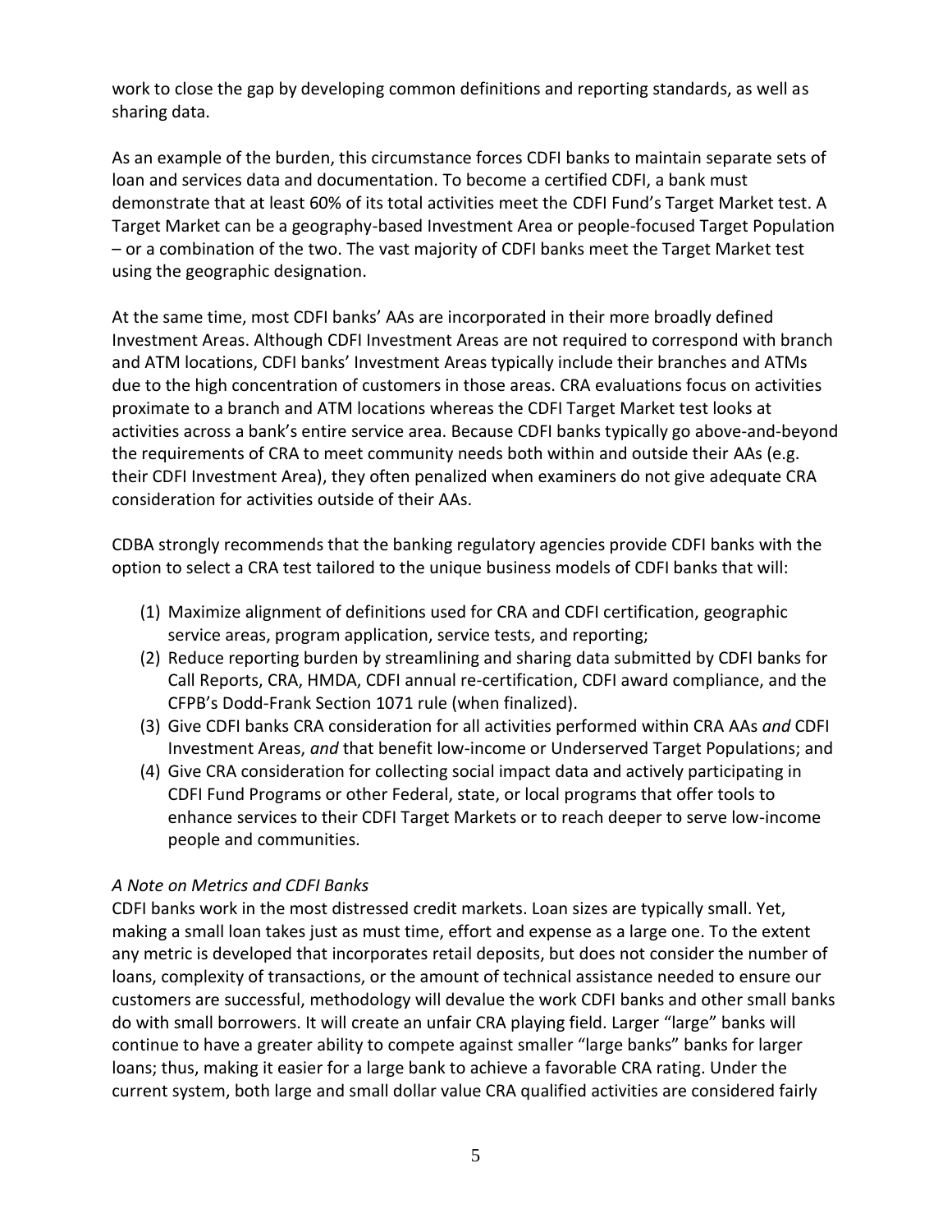work to close the gap by developing common definitions and reporting standards, as well as sharing data.

As an example of the burden, this circumstance forces CDFI banks to maintain separate sets of loan and services data and documentation. To become a certified CDFI, a bank must demonstrate that at least 60% of its total activities meet the CDFI Fund's Target Market test. A Target Market can be a geography-based Investment Area or people-focused Target Population – or a combination of the two. The vast majority of CDFI banks meet the Target Market test using the geographic designation.

At the same time, most CDFI banks' AAs are incorporated in their more broadly defined Investment Areas. Although CDFI Investment Areas are not required to correspond with branch and ATM locations, CDFI banks' Investment Areas typically include their branches and ATMs due to the high concentration of customers in those areas. CRA evaluations focus on activities proximate to a branch and ATM locations whereas the CDFI Target Market test looks at activities across a bank's entire service area. Because CDFI banks typically go above-and-beyond the requirements of CRA to meet community needs both within and outside their AAs (e.g. their CDFI Investment Area), they often penalized when examiners do not give adequate CRA consideration for activities outside of their AAs.

CDBA strongly recommends that the banking regulatory agencies provide CDFI banks with the option to select a CRA test tailored to the unique business models of CDFI banks that will:

1. Maximize alignment of definitions used for CRA and CDFI certification, geographic service areas, program application, service tests, and reporting;
2. Reduce reporting burden by streamlining and sharing data submitted by CDFI banks for Call Reports, CRA, HMDA, CDFI annual re-certification, CDFI award compliance, and the CFPB's Dodd-Frank Section 1071 rule (when finalized).
3. Give CDFI banks CRA consideration for all activities performed within CRA AAs *and* CDFI Investment Areas, *and* that benefit low-income or Underserved Target Populations; and
4. Give CRA consideration for collecting social impact data and actively participating in CDFI Fund Programs or other Federal, state, or local programs that offer tools to enhance services to their CDFI Target Markets or to reach deeper to serve low-income people and communities.

*A Note on Metrics and CDFI Banks*

CDFI banks work in the most distressed credit markets. Loan sizes are typically small. Yet, making a small loan takes just as must time, effort and expense as a large one. To the extent any metric is developed that incorporates retail deposits, but does not consider the number of loans, complexity of transactions, or the amount of technical assistance needed to ensure our customers are successful, methodology will devalue the work CDFI banks and other small banks do with small borrowers. It will create an unfair CRA playing field. Larger "large" banks will continue to have a greater ability to compete against smaller "large banks" banks for larger loans; thus, making it easier for a large bank to achieve a favorable CRA rating. Under the current system, both large and small dollar value CRA qualified activities are considered fairly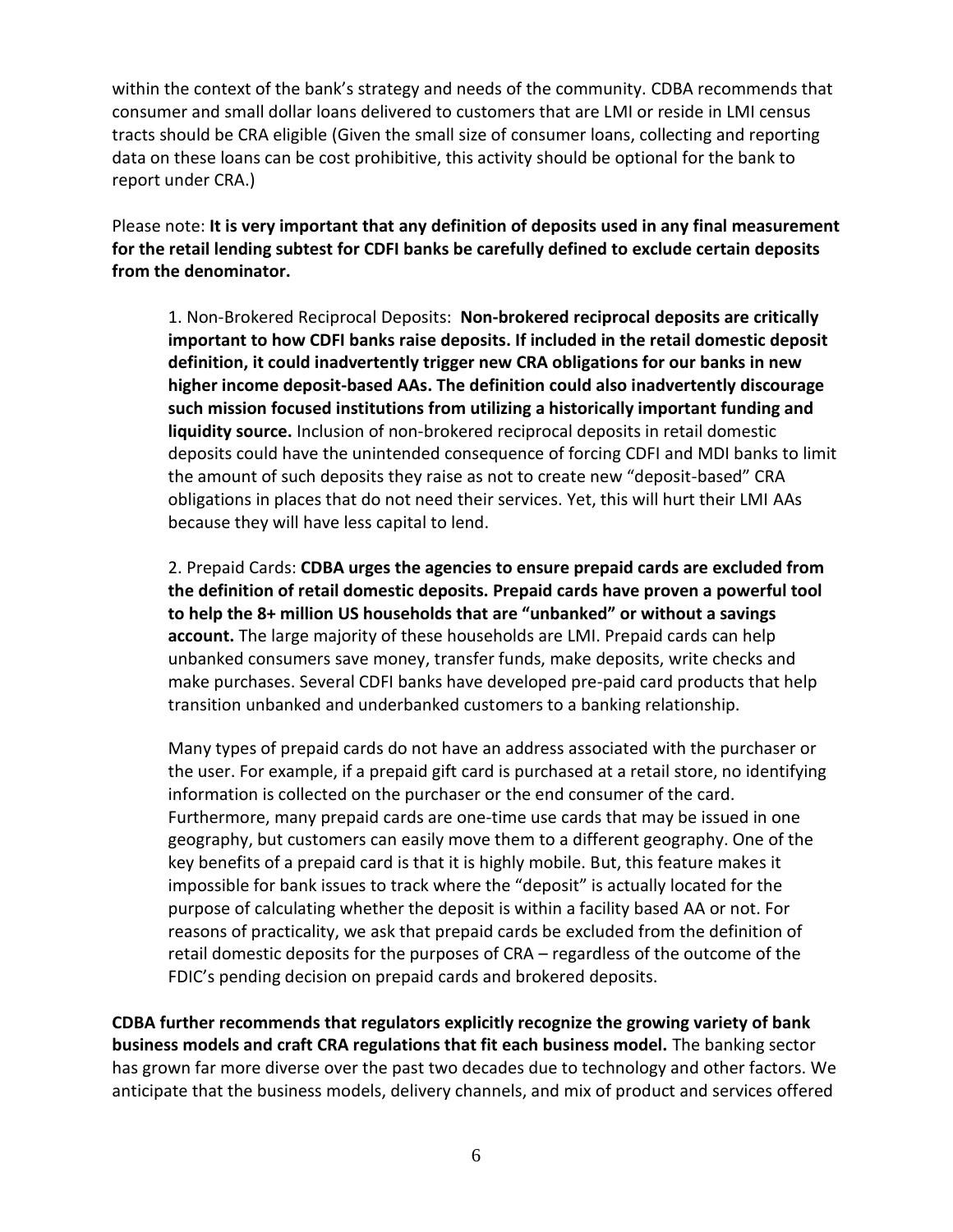within the context of the bank's strategy and needs of the community. CDBA recommends that consumer and small dollar loans delivered to customers that are LMI or reside in LMI census tracts should be CRA eligible (Given the small size of consumer loans, collecting and reporting data on these loans can be cost prohibitive, this activity should be optional for the bank to report under CRA.)

Please note: **It is very important that any definition of deposits used in any final measurement for the retail lending subtest for CDFI banks be carefully defined to exclude certain deposits from the denominator.**

> 1. Non-Brokered Reciprocal Deposits: **Non-brokered reciprocal deposits are critically important to how CDFI banks raise deposits. If included in the retail domestic deposit definition, it could inadvertently trigger new CRA obligations for our banks in new higher income deposit-based AAs. The definition could also inadvertently discourage such mission focused institutions from utilizing a historically important funding and liquidity source.** Inclusion of non-brokered reciprocal deposits in retail domestic deposits could have the unintended consequence of forcing CDFI and MDI banks to limit the amount of such deposits they raise as not to create new "deposit-based" CRA obligations in places that do not need their services. Yet, this will hurt their LMI AAs because they will have less capital to lend.
>
> 2. Prepaid Cards: **CDBA urges the agencies to ensure prepaid cards are excluded from the definition of retail domestic deposits. Prepaid cards have proven a powerful tool to help the 8+ million US households that are "unbanked" or without a savings account.** The large majority of these households are LMI. Prepaid cards can help unbanked consumers save money, transfer funds, make deposits, write checks and make purchases. Several CDFI banks have developed pre-paid card products that help transition unbanked and underbanked customers to a banking relationship.
>
> Many types of prepaid cards do not have an address associated with the purchaser or the user. For example, if a prepaid gift card is purchased at a retail store, no identifying information is collected on the purchaser or the end consumer of the card. Furthermore, many prepaid cards are one-time use cards that may be issued in one geography, but customers can easily move them to a different geography. One of the key benefits of a prepaid card is that it is highly mobile. But, this feature makes it impossible for bank issues to track where the "deposit" is actually located for the purpose of calculating whether the deposit is within a facility based AA or not. For reasons of practicality, we ask that prepaid cards be excluded from the definition of retail domestic deposits for the purposes of CRA – regardless of the outcome of the FDIC's pending decision on prepaid cards and brokered deposits.

**CDBA further recommends that regulators explicitly recognize the growing variety of bank business models and craft CRA regulations that fit each business model.** The banking sector has grown far more diverse over the past two decades due to technology and other factors. We anticipate that the business models, delivery channels, and mix of product and services offered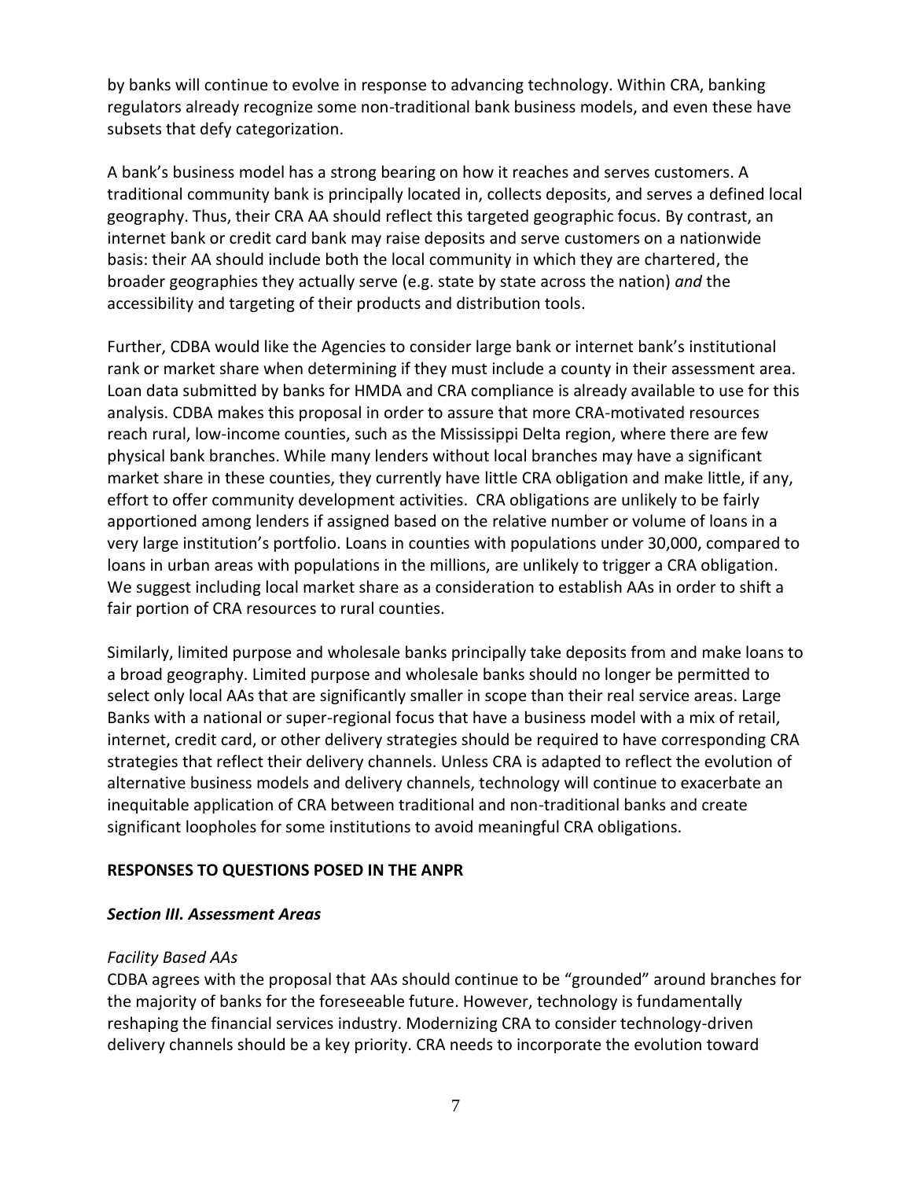by banks will continue to evolve in response to advancing technology. Within CRA, banking regulators already recognize some non-traditional bank business models, and even these have subsets that defy categorization.

A bank's business model has a strong bearing on how it reaches and serves customers. A traditional community bank is principally located in, collects deposits, and serves a defined local geography. Thus, their CRA AA should reflect this targeted geographic focus. By contrast, an internet bank or credit card bank may raise deposits and serve customers on a nationwide basis: their AA should include both the local community in which they are chartered, the broader geographies they actually serve (e.g. state by state across the nation) *and* the accessibility and targeting of their products and distribution tools.

Further, CDBA would like the Agencies to consider large bank or internet bank's institutional rank or market share when determining if they must include a county in their assessment area. Loan data submitted by banks for HMDA and CRA compliance is already available to use for this analysis. CDBA makes this proposal in order to assure that more CRA-motivated resources reach rural, low-income counties, such as the Mississippi Delta region, where there are few physical bank branches. While many lenders without local branches may have a significant market share in these counties, they currently have little CRA obligation and make little, if any, effort to offer community development activities. CRA obligations are unlikely to be fairly apportioned among lenders if assigned based on the relative number or volume of loans in a very large institution's portfolio. Loans in counties with populations under 30,000, compared to loans in urban areas with populations in the millions, are unlikely to trigger a CRA obligation. We suggest including local market share as a consideration to establish AAs in order to shift a fair portion of CRA resources to rural counties.

Similarly, limited purpose and wholesale banks principally take deposits from and make loans to a broad geography. Limited purpose and wholesale banks should no longer be permitted to select only local AAs that are significantly smaller in scope than their real service areas. Large Banks with a national or super-regional focus that have a business model with a mix of retail, internet, credit card, or other delivery strategies should be required to have corresponding CRA strategies that reflect their delivery channels. Unless CRA is adapted to reflect the evolution of alternative business models and delivery channels, technology will continue to exacerbate an inequitable application of CRA between traditional and non-traditional banks and create significant loopholes for some institutions to avoid meaningful CRA obligations.

## RESPONSES TO QUESTIONS POSED IN THE ANPR

### *Section III. Assessment Areas*

#### *Facility Based AAs*

CDBA agrees with the proposal that AAs should continue to be "grounded" around branches for the majority of banks for the foreseeable future. However, technology is fundamentally reshaping the financial services industry. Modernizing CRA to consider technology-driven delivery channels should be a key priority. CRA needs to incorporate the evolution toward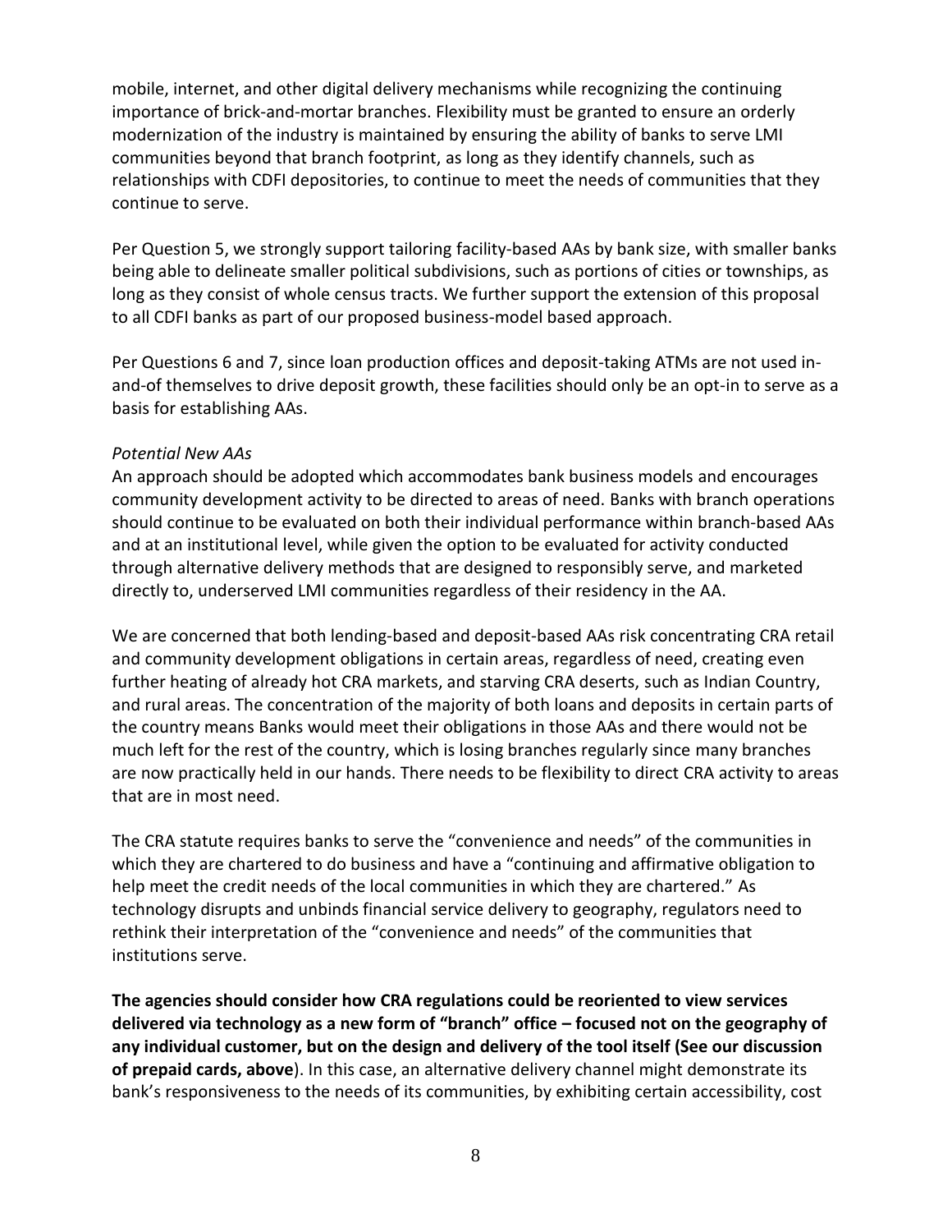mobile, internet, and other digital delivery mechanisms while recognizing the continuing importance of brick-and-mortar branches. Flexibility must be granted to ensure an orderly modernization of the industry is maintained by ensuring the ability of banks to serve LMI communities beyond that branch footprint, as long as they identify channels, such as relationships with CDFI depositories, to continue to meet the needs of communities that they continue to serve.

Per Question 5, we strongly support tailoring facility-based AAs by bank size, with smaller banks being able to delineate smaller political subdivisions, such as portions of cities or townships, as long as they consist of whole census tracts. We further support the extension of this proposal to all CDFI banks as part of our proposed business-model based approach.

Per Questions 6 and 7, since loan production offices and deposit-taking ATMs are not used in-and-of themselves to drive deposit growth, these facilities should only be an opt-in to serve as a basis for establishing AAs.

*Potential New AAs*

An approach should be adopted which accommodates bank business models and encourages community development activity to be directed to areas of need. Banks with branch operations should continue to be evaluated on both their individual performance within branch-based AAs and at an institutional level, while given the option to be evaluated for activity conducted through alternative delivery methods that are designed to responsibly serve, and marketed directly to, underserved LMI communities regardless of their residency in the AA.

We are concerned that both lending-based and deposit-based AAs risk concentrating CRA retail and community development obligations in certain areas, regardless of need, creating even further heating of already hot CRA markets, and starving CRA deserts, such as Indian Country, and rural areas. The concentration of the majority of both loans and deposits in certain parts of the country means Banks would meet their obligations in those AAs and there would not be much left for the rest of the country, which is losing branches regularly since many branches are now practically held in our hands. There needs to be flexibility to direct CRA activity to areas that are in most need.

The CRA statute requires banks to serve the "convenience and needs" of the communities in which they are chartered to do business and have a "continuing and affirmative obligation to help meet the credit needs of the local communities in which they are chartered." As technology disrupts and unbinds financial service delivery to geography, regulators need to rethink their interpretation of the "convenience and needs" of the communities that institutions serve.

**The agencies should consider how CRA regulations could be reoriented to view services delivered via technology as a new form of "branch" office – focused not on the geography of any individual customer, but on the design and delivery of the tool itself (See our discussion of prepaid cards, above**). In this case, an alternative delivery channel might demonstrate its bank's responsiveness to the needs of its communities, by exhibiting certain accessibility, cost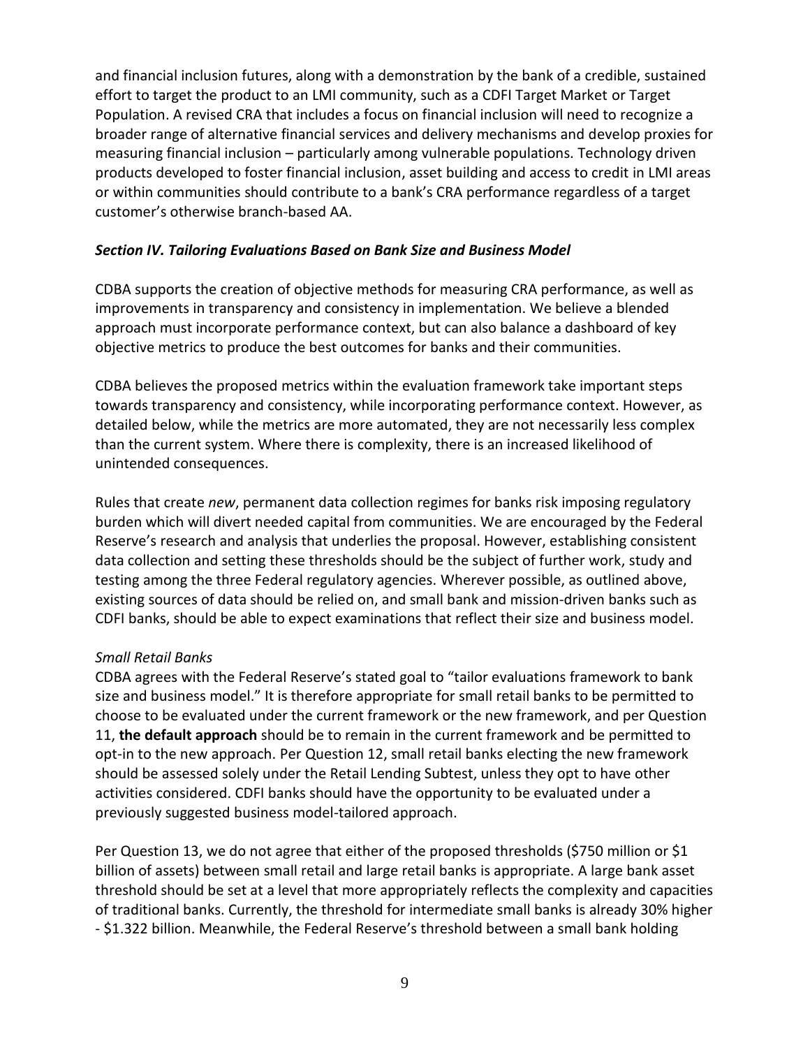and financial inclusion futures, along with a demonstration by the bank of a credible, sustained effort to target the product to an LMI community, such as a CDFI Target Market or Target Population. A revised CRA that includes a focus on financial inclusion will need to recognize a broader range of alternative financial services and delivery mechanisms and develop proxies for measuring financial inclusion – particularly among vulnerable populations. Technology driven products developed to foster financial inclusion, asset building and access to credit in LMI areas or within communities should contribute to a bank's CRA performance regardless of a target customer's otherwise branch-based AA.

### ***Section IV. Tailoring Evaluations Based on Bank Size and Business Model***

CDBA supports the creation of objective methods for measuring CRA performance, as well as improvements in transparency and consistency in implementation. We believe a blended approach must incorporate performance context, but can also balance a dashboard of key objective metrics to produce the best outcomes for banks and their communities.

CDBA believes the proposed metrics within the evaluation framework take important steps towards transparency and consistency, while incorporating performance context. However, as detailed below, while the metrics are more automated, they are not necessarily less complex than the current system. Where there is complexity, there is an increased likelihood of unintended consequences.

Rules that create *new*, permanent data collection regimes for banks risk imposing regulatory burden which will divert needed capital from communities. We are encouraged by the Federal Reserve's research and analysis that underlies the proposal. However, establishing consistent data collection and setting these thresholds should be the subject of further work, study and testing among the three Federal regulatory agencies. Wherever possible, as outlined above, existing sources of data should be relied on, and small bank and mission-driven banks such as CDFI banks, should be able to expect examinations that reflect their size and business model.

*Small Retail Banks*

CDBA agrees with the Federal Reserve's stated goal to "tailor evaluations framework to bank size and business model." It is therefore appropriate for small retail banks to be permitted to choose to be evaluated under the current framework or the new framework, and per Question 11, **the default approach** should be to remain in the current framework and be permitted to opt-in to the new approach. Per Question 12, small retail banks electing the new framework should be assessed solely under the Retail Lending Subtest, unless they opt to have other activities considered. CDFI banks should have the opportunity to be evaluated under a previously suggested business model-tailored approach.

Per Question 13, we do not agree that either of the proposed thresholds ($750 million or $1 billion of assets) between small retail and large retail banks is appropriate. A large bank asset threshold should be set at a level that more appropriately reflects the complexity and capacities of traditional banks. Currently, the threshold for intermediate small banks is already 30% higher - $1.322 billion. Meanwhile, the Federal Reserve's threshold between a small bank holding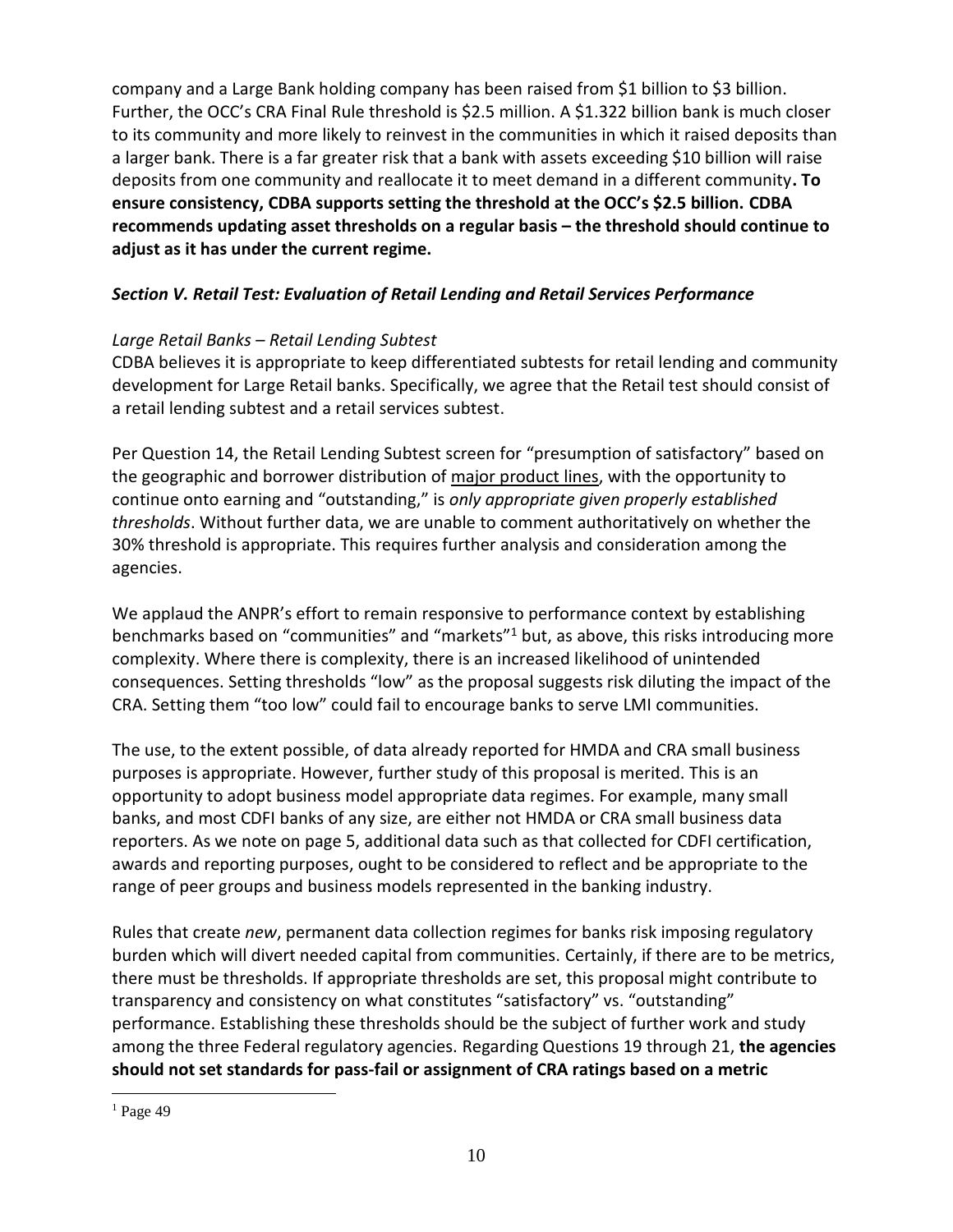company and a Large Bank holding company has been raised from $1 billion to $3 billion. Further, the OCC's CRA Final Rule threshold is $2.5 million. A $1.322 billion bank is much closer to its community and more likely to reinvest in the communities in which it raised deposits than a larger bank. There is a far greater risk that a bank with assets exceeding $10 billion will raise deposits from one community and reallocate it to meet demand in a different community**. To ensure consistency, CDBA supports setting the threshold at the OCC's $2.5 billion. CDBA recommends updating asset thresholds on a regular basis – the threshold should continue to adjust as it has under the current regime.**

### *Section V. Retail Test: Evaluation of Retail Lending and Retail Services Performance*

*Large Retail Banks – Retail Lending Subtest*

CDBA believes it is appropriate to keep differentiated subtests for retail lending and community development for Large Retail banks. Specifically, we agree that the Retail test should consist of a retail lending subtest and a retail services subtest.

Per Question 14, the Retail Lending Subtest screen for "presumption of satisfactory" based on the geographic and borrower distribution of major product lines, with the opportunity to continue onto earning and "outstanding," is *only appropriate given properly established thresholds*. Without further data, we are unable to comment authoritatively on whether the 30% threshold is appropriate. This requires further analysis and consideration among the agencies.

We applaud the ANPR's effort to remain responsive to performance context by establishing benchmarks based on "communities" and "markets"[1] but, as above, this risks introducing more complexity. Where there is complexity, there is an increased likelihood of unintended consequences. Setting thresholds "low" as the proposal suggests risk diluting the impact of the CRA. Setting them "too low" could fail to encourage banks to serve LMI communities.

The use, to the extent possible, of data already reported for HMDA and CRA small business purposes is appropriate. However, further study of this proposal is merited. This is an opportunity to adopt business model appropriate data regimes. For example, many small banks, and most CDFI banks of any size, are either not HMDA or CRA small business data reporters. As we note on page 5, additional data such as that collected for CDFI certification, awards and reporting purposes, ought to be considered to reflect and be appropriate to the range of peer groups and business models represented in the banking industry.

Rules that create *new*, permanent data collection regimes for banks risk imposing regulatory burden which will divert needed capital from communities. Certainly, if there are to be metrics, there must be thresholds. If appropriate thresholds are set, this proposal might contribute to transparency and consistency on what constitutes "satisfactory" vs. "outstanding" performance. Establishing these thresholds should be the subject of further work and study among the three Federal regulatory agencies. Regarding Questions 19 through 21, **the agencies should not set standards for pass-fail or assignment of CRA ratings based on a metric**

[1] Page 49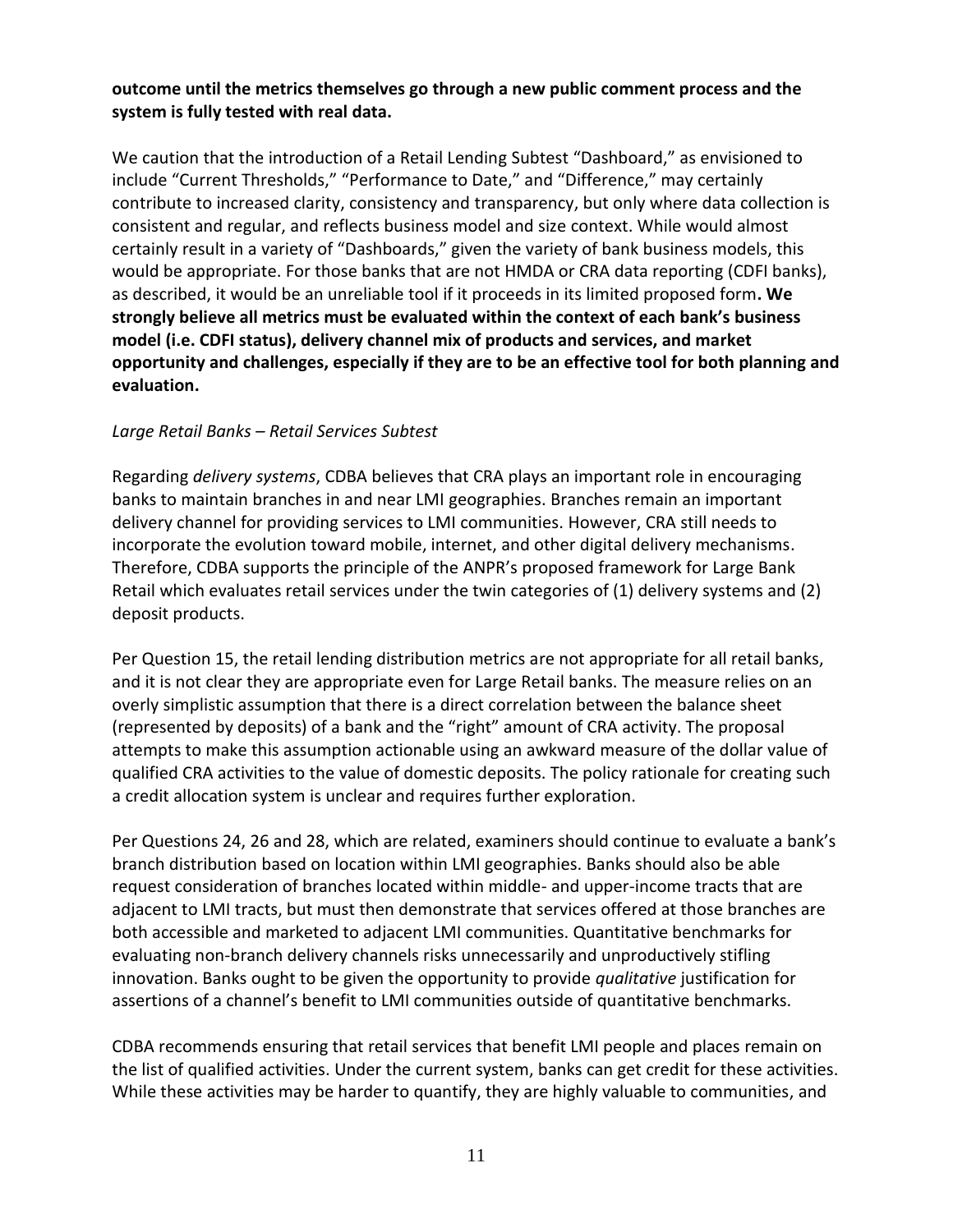**outcome until the metrics themselves go through a new public comment process and the system is fully tested with real data.**

We caution that the introduction of a Retail Lending Subtest "Dashboard," as envisioned to include "Current Thresholds," "Performance to Date," and "Difference," may certainly contribute to increased clarity, consistency and transparency, but only where data collection is consistent and regular, and reflects business model and size context. While would almost certainly result in a variety of "Dashboards," given the variety of bank business models, this would be appropriate. For those banks that are not HMDA or CRA data reporting (CDFI banks), as described, it would be an unreliable tool if it proceeds in its limited proposed form**. We strongly believe all metrics must be evaluated within the context of each bank's business model (i.e. CDFI status), delivery channel mix of products and services, and market opportunity and challenges, especially if they are to be an effective tool for both planning and evaluation.**

*Large Retail Banks – Retail Services Subtest*

Regarding *delivery systems*, CDBA believes that CRA plays an important role in encouraging banks to maintain branches in and near LMI geographies. Branches remain an important delivery channel for providing services to LMI communities. However, CRA still needs to incorporate the evolution toward mobile, internet, and other digital delivery mechanisms. Therefore, CDBA supports the principle of the ANPR's proposed framework for Large Bank Retail which evaluates retail services under the twin categories of (1) delivery systems and (2) deposit products.

Per Question 15, the retail lending distribution metrics are not appropriate for all retail banks, and it is not clear they are appropriate even for Large Retail banks. The measure relies on an overly simplistic assumption that there is a direct correlation between the balance sheet (represented by deposits) of a bank and the "right" amount of CRA activity. The proposal attempts to make this assumption actionable using an awkward measure of the dollar value of qualified CRA activities to the value of domestic deposits. The policy rationale for creating such a credit allocation system is unclear and requires further exploration.

Per Questions 24, 26 and 28, which are related, examiners should continue to evaluate a bank's branch distribution based on location within LMI geographies. Banks should also be able request consideration of branches located within middle- and upper-income tracts that are adjacent to LMI tracts, but must then demonstrate that services offered at those branches are both accessible and marketed to adjacent LMI communities. Quantitative benchmarks for evaluating non-branch delivery channels risks unnecessarily and unproductively stifling innovation. Banks ought to be given the opportunity to provide *qualitative* justification for assertions of a channel's benefit to LMI communities outside of quantitative benchmarks.

CDBA recommends ensuring that retail services that benefit LMI people and places remain on the list of qualified activities. Under the current system, banks can get credit for these activities. While these activities may be harder to quantify, they are highly valuable to communities, and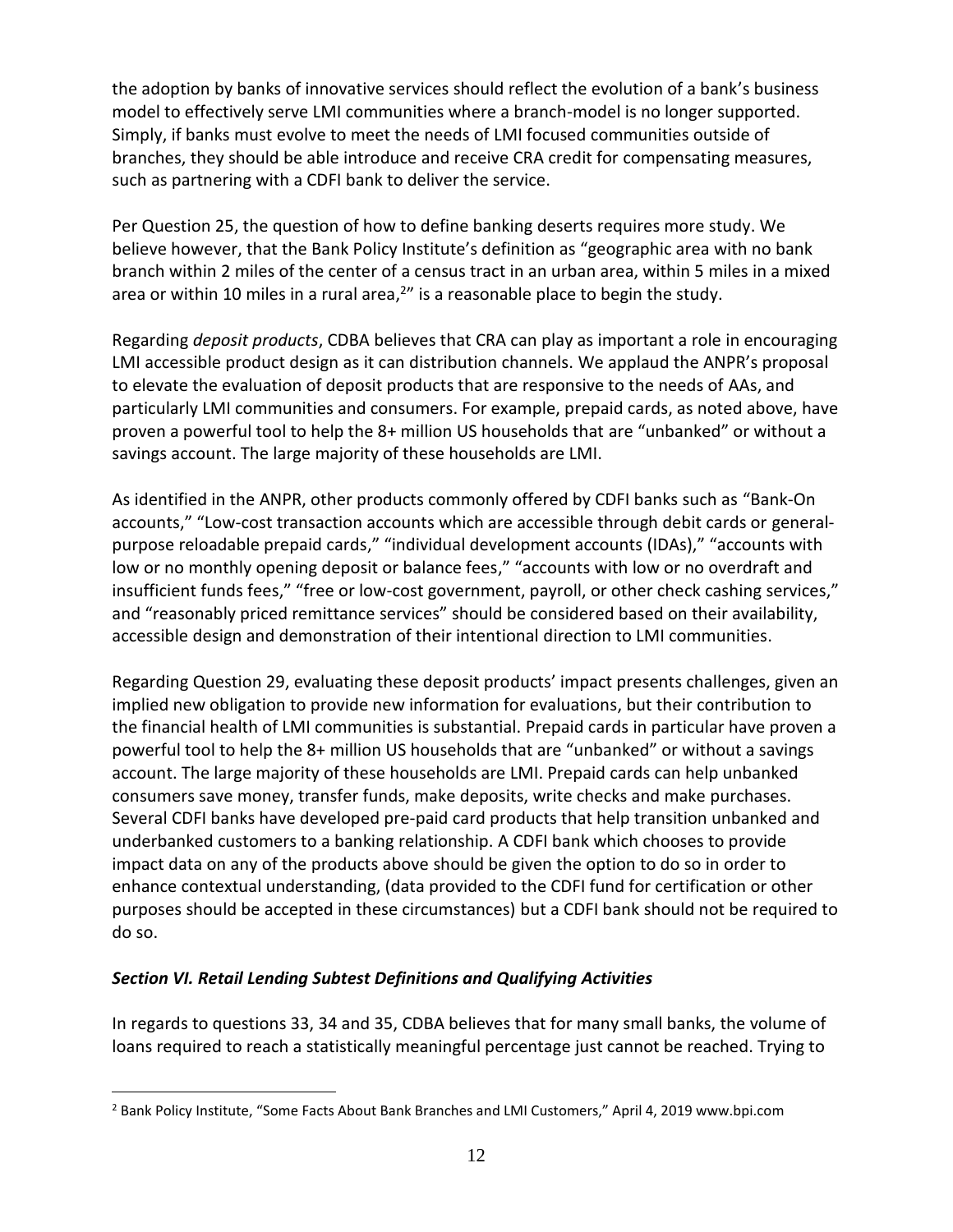the adoption by banks of innovative services should reflect the evolution of a bank's business model to effectively serve LMI communities where a branch-model is no longer supported. Simply, if banks must evolve to meet the needs of LMI focused communities outside of branches, they should be able introduce and receive CRA credit for compensating measures, such as partnering with a CDFI bank to deliver the service.

Per Question 25, the question of how to define banking deserts requires more study. We believe however, that the Bank Policy Institute's definition as "geographic area with no bank branch within 2 miles of the center of a census tract in an urban area, within 5 miles in a mixed area or within 10 miles in a rural area,[2]" is a reasonable place to begin the study.

Regarding *deposit products*, CDBA believes that CRA can play as important a role in encouraging LMI accessible product design as it can distribution channels. We applaud the ANPR's proposal to elevate the evaluation of deposit products that are responsive to the needs of AAs, and particularly LMI communities and consumers. For example, prepaid cards, as noted above, have proven a powerful tool to help the 8+ million US households that are "unbanked" or without a savings account. The large majority of these households are LMI.

As identified in the ANPR, other products commonly offered by CDFI banks such as "Bank-On accounts," "Low-cost transaction accounts which are accessible through debit cards or general-purpose reloadable prepaid cards," "individual development accounts (IDAs)," "accounts with low or no monthly opening deposit or balance fees," "accounts with low or no overdraft and insufficient funds fees," "free or low-cost government, payroll, or other check cashing services," and "reasonably priced remittance services" should be considered based on their availability, accessible design and demonstration of their intentional direction to LMI communities.

Regarding Question 29, evaluating these deposit products' impact presents challenges, given an implied new obligation to provide new information for evaluations, but their contribution to the financial health of LMI communities is substantial. Prepaid cards in particular have proven a powerful tool to help the 8+ million US households that are "unbanked" or without a savings account. The large majority of these households are LMI. Prepaid cards can help unbanked consumers save money, transfer funds, make deposits, write checks and make purchases. Several CDFI banks have developed pre-paid card products that help transition unbanked and underbanked customers to a banking relationship. A CDFI bank which chooses to provide impact data on any of the products above should be given the option to do so in order to enhance contextual understanding, (data provided to the CDFI fund for certification or other purposes should be accepted in these circumstances) but a CDFI bank should not be required to do so.

### *Section VI. Retail Lending Subtest Definitions and Qualifying Activities*

In regards to questions 33, 34 and 35, CDBA believes that for many small banks, the volume of loans required to reach a statistically meaningful percentage just cannot be reached. Trying to

---

[2] Bank Policy Institute, "Some Facts About Bank Branches and LMI Customers," April 4, 2019 www.bpi.com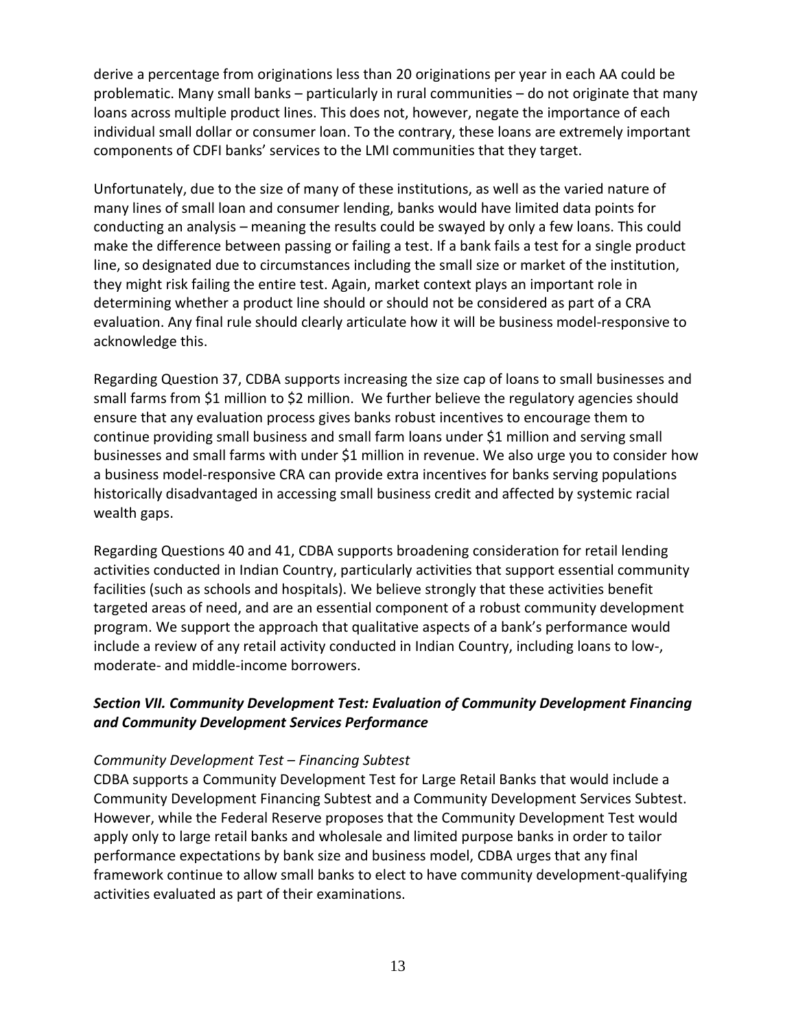derive a percentage from originations less than 20 originations per year in each AA could be problematic. Many small banks – particularly in rural communities – do not originate that many loans across multiple product lines. This does not, however, negate the importance of each individual small dollar or consumer loan. To the contrary, these loans are extremely important components of CDFI banks' services to the LMI communities that they target.

Unfortunately, due to the size of many of these institutions, as well as the varied nature of many lines of small loan and consumer lending, banks would have limited data points for conducting an analysis – meaning the results could be swayed by only a few loans. This could make the difference between passing or failing a test. If a bank fails a test for a single product line, so designated due to circumstances including the small size or market of the institution, they might risk failing the entire test. Again, market context plays an important role in determining whether a product line should or should not be considered as part of a CRA evaluation. Any final rule should clearly articulate how it will be business model-responsive to acknowledge this.

Regarding Question 37, CDBA supports increasing the size cap of loans to small businesses and small farms from $1 million to $2 million. We further believe the regulatory agencies should ensure that any evaluation process gives banks robust incentives to encourage them to continue providing small business and small farm loans under $1 million and serving small businesses and small farms with under $1 million in revenue. We also urge you to consider how a business model-responsive CRA can provide extra incentives for banks serving populations historically disadvantaged in accessing small business credit and affected by systemic racial wealth gaps.

Regarding Questions 40 and 41, CDBA supports broadening consideration for retail lending activities conducted in Indian Country, particularly activities that support essential community facilities (such as schools and hospitals). We believe strongly that these activities benefit targeted areas of need, and are an essential component of a robust community development program. We support the approach that qualitative aspects of a bank's performance would include a review of any retail activity conducted in Indian Country, including loans to low-, moderate- and middle-income borrowers.

### *Section VII. Community Development Test: Evaluation of Community Development Financing and Community Development Services Performance*

*Community Development Test – Financing Subtest*

CDBA supports a Community Development Test for Large Retail Banks that would include a Community Development Financing Subtest and a Community Development Services Subtest. However, while the Federal Reserve proposes that the Community Development Test would apply only to large retail banks and wholesale and limited purpose banks in order to tailor performance expectations by bank size and business model, CDBA urges that any final framework continue to allow small banks to elect to have community development-qualifying activities evaluated as part of their examinations.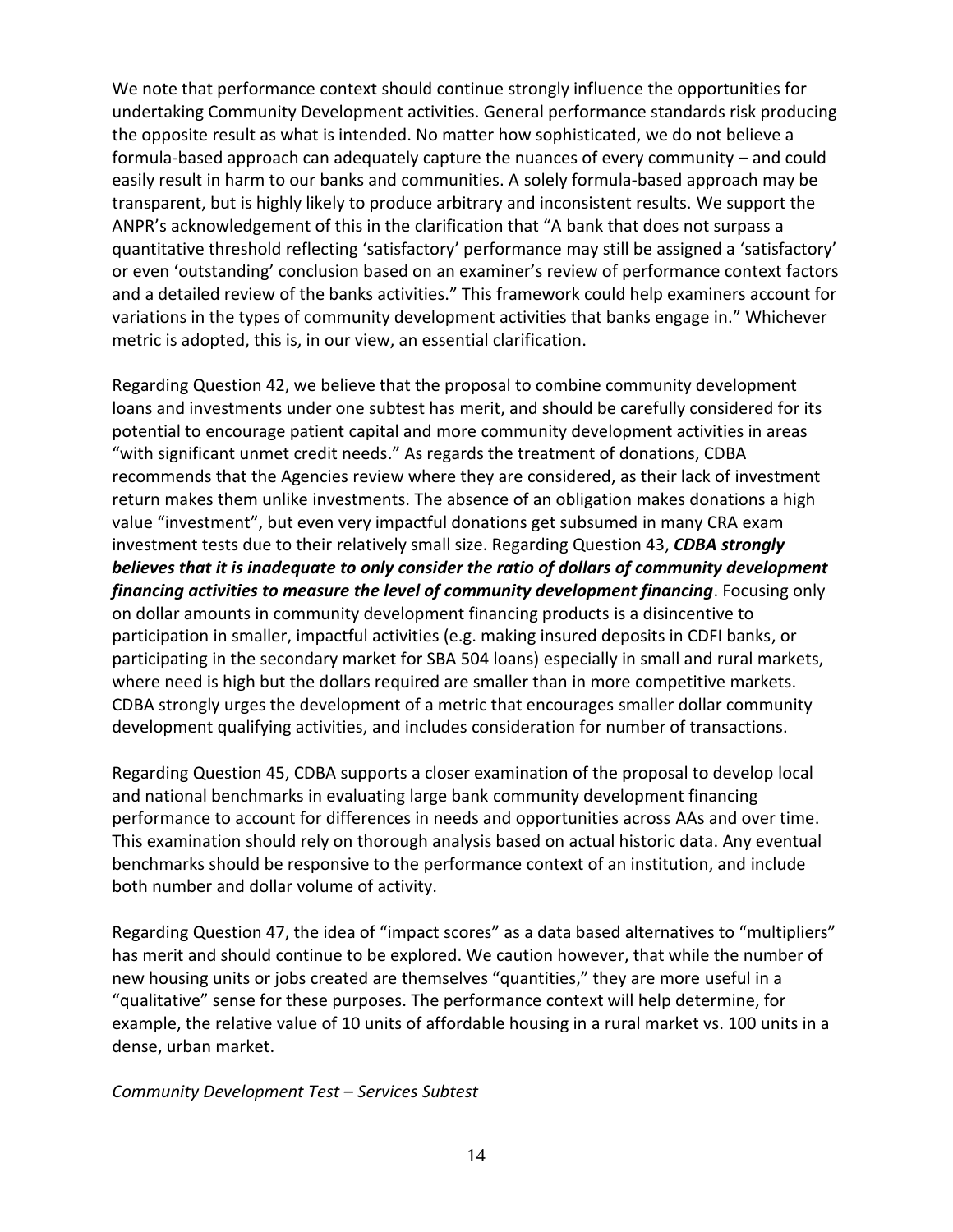We note that performance context should continue strongly influence the opportunities for undertaking Community Development activities. General performance standards risk producing the opposite result as what is intended. No matter how sophisticated, we do not believe a formula-based approach can adequately capture the nuances of every community – and could easily result in harm to our banks and communities. A solely formula-based approach may be transparent, but is highly likely to produce arbitrary and inconsistent results. We support the ANPR's acknowledgement of this in the clarification that "A bank that does not surpass a quantitative threshold reflecting 'satisfactory' performance may still be assigned a 'satisfactory' or even 'outstanding' conclusion based on an examiner's review of performance context factors and a detailed review of the banks activities." This framework could help examiners account for variations in the types of community development activities that banks engage in." Whichever metric is adopted, this is, in our view, an essential clarification.

Regarding Question 42, we believe that the proposal to combine community development loans and investments under one subtest has merit, and should be carefully considered for its potential to encourage patient capital and more community development activities in areas "with significant unmet credit needs." As regards the treatment of donations, CDBA recommends that the Agencies review where they are considered, as their lack of investment return makes them unlike investments. The absence of an obligation makes donations a high value "investment", but even very impactful donations get subsumed in many CRA exam investment tests due to their relatively small size. Regarding Question 43, ***CDBA strongly believes that it is inadequate to only consider the ratio of dollars of community development financing activities to measure the level of community development financing***. Focusing only on dollar amounts in community development financing products is a disincentive to participation in smaller, impactful activities (e.g. making insured deposits in CDFI banks, or participating in the secondary market for SBA 504 loans) especially in small and rural markets, where need is high but the dollars required are smaller than in more competitive markets. CDBA strongly urges the development of a metric that encourages smaller dollar community development qualifying activities, and includes consideration for number of transactions.

Regarding Question 45, CDBA supports a closer examination of the proposal to develop local and national benchmarks in evaluating large bank community development financing performance to account for differences in needs and opportunities across AAs and over time. This examination should rely on thorough analysis based on actual historic data. Any eventual benchmarks should be responsive to the performance context of an institution, and include both number and dollar volume of activity.

Regarding Question 47, the idea of "impact scores" as a data based alternatives to "multipliers" has merit and should continue to be explored. We caution however, that while the number of new housing units or jobs created are themselves "quantities," they are more useful in a "qualitative" sense for these purposes. The performance context will help determine, for example, the relative value of 10 units of affordable housing in a rural market vs. 100 units in a dense, urban market.

*Community Development Test – Services Subtest*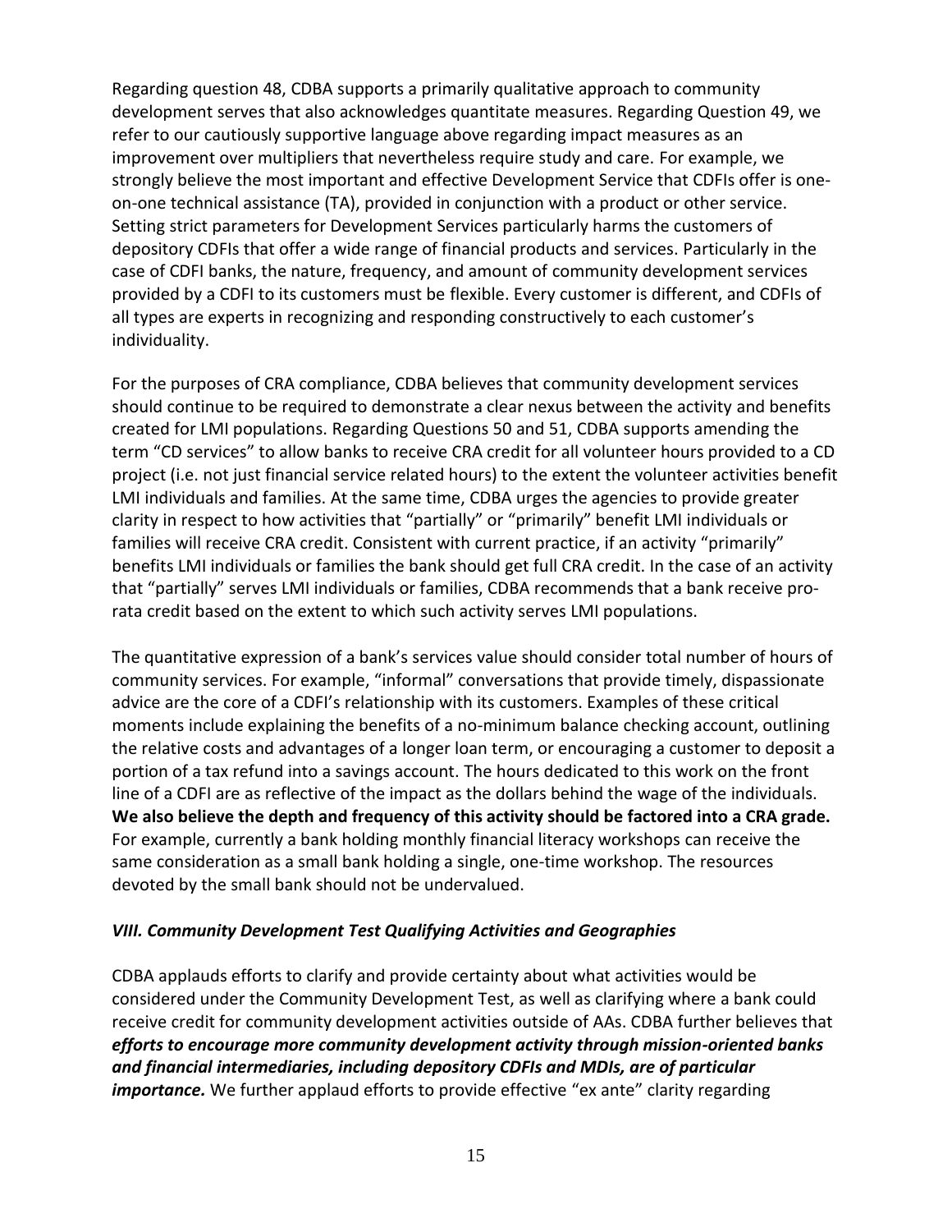Regarding question 48, CDBA supports a primarily qualitative approach to community development serves that also acknowledges quantitate measures. Regarding Question 49, we refer to our cautiously supportive language above regarding impact measures as an improvement over multipliers that nevertheless require study and care. For example, we strongly believe the most important and effective Development Service that CDFIs offer is one-on-one technical assistance (TA), provided in conjunction with a product or other service. Setting strict parameters for Development Services particularly harms the customers of depository CDFIs that offer a wide range of financial products and services. Particularly in the case of CDFI banks, the nature, frequency, and amount of community development services provided by a CDFI to its customers must be flexible. Every customer is different, and CDFIs of all types are experts in recognizing and responding constructively to each customer's individuality.

For the purposes of CRA compliance, CDBA believes that community development services should continue to be required to demonstrate a clear nexus between the activity and benefits created for LMI populations. Regarding Questions 50 and 51, CDBA supports amending the term "CD services" to allow banks to receive CRA credit for all volunteer hours provided to a CD project (i.e. not just financial service related hours) to the extent the volunteer activities benefit LMI individuals and families. At the same time, CDBA urges the agencies to provide greater clarity in respect to how activities that "partially" or "primarily" benefit LMI individuals or families will receive CRA credit. Consistent with current practice, if an activity "primarily" benefits LMI individuals or families the bank should get full CRA credit. In the case of an activity that "partially" serves LMI individuals or families, CDBA recommends that a bank receive pro-rata credit based on the extent to which such activity serves LMI populations.

The quantitative expression of a bank's services value should consider total number of hours of community services. For example, "informal" conversations that provide timely, dispassionate advice are the core of a CDFI's relationship with its customers. Examples of these critical moments include explaining the benefits of a no-minimum balance checking account, outlining the relative costs and advantages of a longer loan term, or encouraging a customer to deposit a portion of a tax refund into a savings account. The hours dedicated to this work on the front line of a CDFI are as reflective of the impact as the dollars behind the wage of the individuals. **We also believe the depth and frequency of this activity should be factored into a CRA grade.** For example, currently a bank holding monthly financial literacy workshops can receive the same consideration as a small bank holding a single, one-time workshop. The resources devoted by the small bank should not be undervalued.

### *VIII. Community Development Test Qualifying Activities and Geographies*

CDBA applauds efforts to clarify and provide certainty about what activities would be considered under the Community Development Test, as well as clarifying where a bank could receive credit for community development activities outside of AAs. CDBA further believes that ***efforts to encourage more community development activity through mission-oriented banks and financial intermediaries, including depository CDFIs and MDIs, are of particular importance.*** We further applaud efforts to provide effective "ex ante" clarity regarding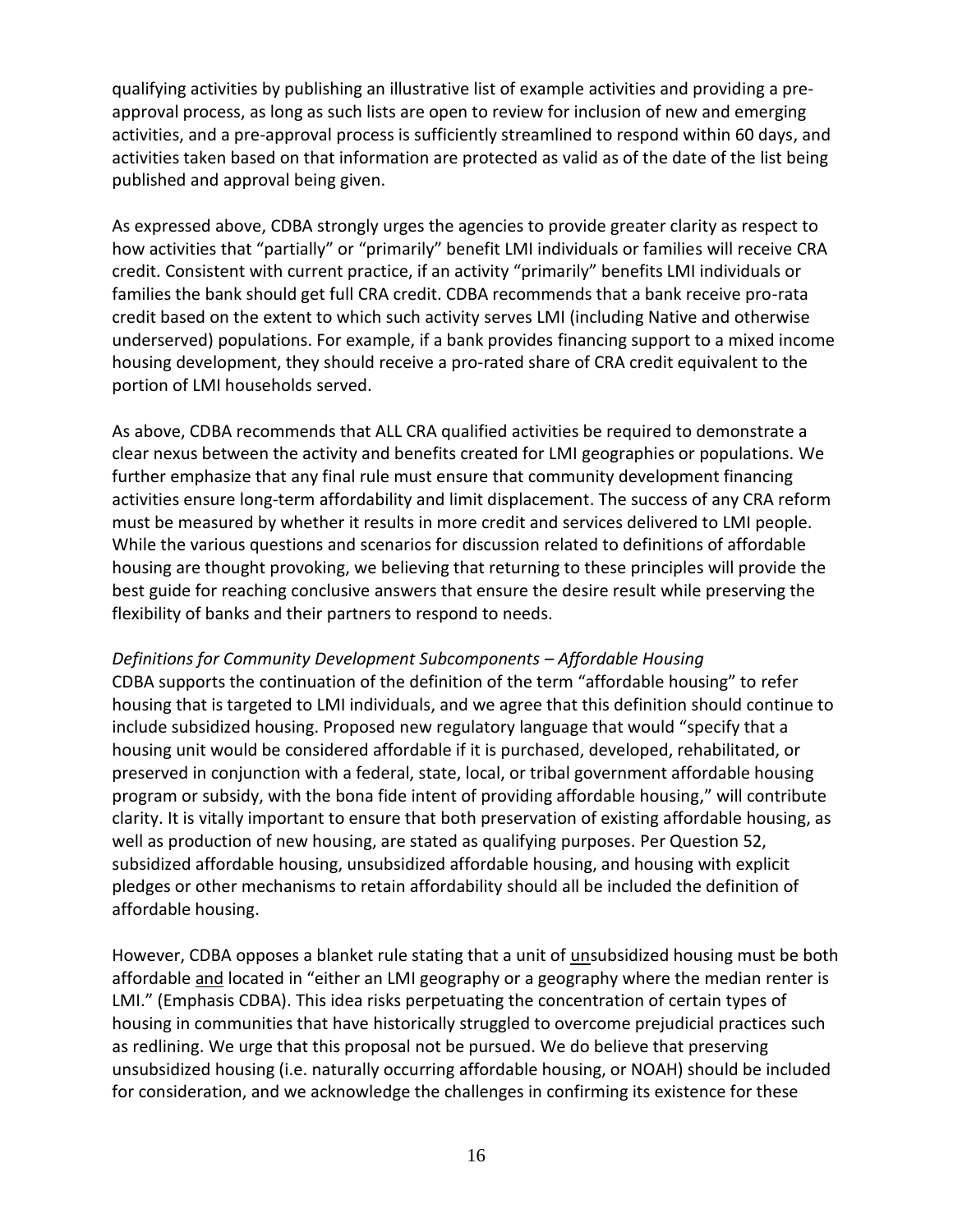qualifying activities by publishing an illustrative list of example activities and providing a pre-approval process, as long as such lists are open to review for inclusion of new and emerging activities, and a pre-approval process is sufficiently streamlined to respond within 60 days, and activities taken based on that information are protected as valid as of the date of the list being published and approval being given.

As expressed above, CDBA strongly urges the agencies to provide greater clarity as respect to how activities that "partially" or "primarily" benefit LMI individuals or families will receive CRA credit. Consistent with current practice, if an activity "primarily" benefits LMI individuals or families the bank should get full CRA credit. CDBA recommends that a bank receive pro-rata credit based on the extent to which such activity serves LMI (including Native and otherwise underserved) populations. For example, if a bank provides financing support to a mixed income housing development, they should receive a pro-rated share of CRA credit equivalent to the portion of LMI households served.

As above, CDBA recommends that ALL CRA qualified activities be required to demonstrate a clear nexus between the activity and benefits created for LMI geographies or populations. We further emphasize that any final rule must ensure that community development financing activities ensure long-term affordability and limit displacement. The success of any CRA reform must be measured by whether it results in more credit and services delivered to LMI people. While the various questions and scenarios for discussion related to definitions of affordable housing are thought provoking, we believing that returning to these principles will provide the best guide for reaching conclusive answers that ensure the desire result while preserving the flexibility of banks and their partners to respond to needs.

*Definitions for Community Development Subcomponents – Affordable Housing*

CDBA supports the continuation of the definition of the term "affordable housing" to refer housing that is targeted to LMI individuals, and we agree that this definition should continue to include subsidized housing. Proposed new regulatory language that would "specify that a housing unit would be considered affordable if it is purchased, developed, rehabilitated, or preserved in conjunction with a federal, state, local, or tribal government affordable housing program or subsidy, with the bona fide intent of providing affordable housing," will contribute clarity. It is vitally important to ensure that both preservation of existing affordable housing, as well as production of new housing, are stated as qualifying purposes. Per Question 52, subsidized affordable housing, unsubsidized affordable housing, and housing with explicit pledges or other mechanisms to retain affordability should all be included the definition of affordable housing.

However, CDBA opposes a blanket rule stating that a unit of <u>un</u>subsidized housing must be both affordable <u>and</u> located in "either an LMI geography or a geography where the median renter is LMI." (Emphasis CDBA). This idea risks perpetuating the concentration of certain types of housing in communities that have historically struggled to overcome prejudicial practices such as redlining. We urge that this proposal not be pursued. We do believe that preserving unsubsidized housing (i.e. naturally occurring affordable housing, or NOAH) should be included for consideration, and we acknowledge the challenges in confirming its existence for these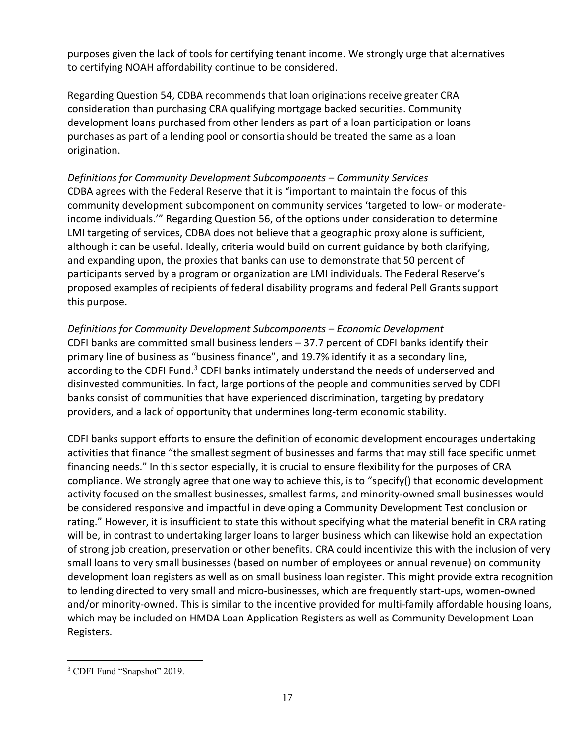purposes given the lack of tools for certifying tenant income. We strongly urge that alternatives to certifying NOAH affordability continue to be considered.

Regarding Question 54, CDBA recommends that loan originations receive greater CRA consideration than purchasing CRA qualifying mortgage backed securities. Community development loans purchased from other lenders as part of a loan participation or loans purchases as part of a lending pool or consortia should be treated the same as a loan origination.

*Definitions for Community Development Subcomponents – Community Services*
CDBA agrees with the Federal Reserve that it is "important to maintain the focus of this community development subcomponent on community services 'targeted to low- or moderate-income individuals.'" Regarding Question 56, of the options under consideration to determine LMI targeting of services, CDBA does not believe that a geographic proxy alone is sufficient, although it can be useful. Ideally, criteria would build on current guidance by both clarifying, and expanding upon, the proxies that banks can use to demonstrate that 50 percent of participants served by a program or organization are LMI individuals. The Federal Reserve's proposed examples of recipients of federal disability programs and federal Pell Grants support this purpose.

*Definitions for Community Development Subcomponents – Economic Development*
CDFI banks are committed small business lenders – 37.7 percent of CDFI banks identify their primary line of business as "business finance", and 19.7% identify it as a secondary line, according to the CDFI Fund.[3] CDFI banks intimately understand the needs of underserved and disinvested communities. In fact, large portions of the people and communities served by CDFI banks consist of communities that have experienced discrimination, targeting by predatory providers, and a lack of opportunity that undermines long-term economic stability.

CDFI banks support efforts to ensure the definition of economic development encourages undertaking activities that finance "the smallest segment of businesses and farms that may still face specific unmet financing needs." In this sector especially, it is crucial to ensure flexibility for the purposes of CRA compliance. We strongly agree that one way to achieve this, is to "specify() that economic development activity focused on the smallest businesses, smallest farms, and minority-owned small businesses would be considered responsive and impactful in developing a Community Development Test conclusion or rating." However, it is insufficient to state this without specifying what the material benefit in CRA rating will be, in contrast to undertaking larger loans to larger business which can likewise hold an expectation of strong job creation, preservation or other benefits. CRA could incentivize this with the inclusion of very small loans to very small businesses (based on number of employees or annual revenue) on community development loan registers as well as on small business loan register. This might provide extra recognition to lending directed to very small and micro-businesses, which are frequently start-ups, women-owned and/or minority-owned. This is similar to the incentive provided for multi-family affordable housing loans, which may be included on HMDA Loan Application Registers as well as Community Development Loan Registers.

[3] CDFI Fund "Snapshot" 2019.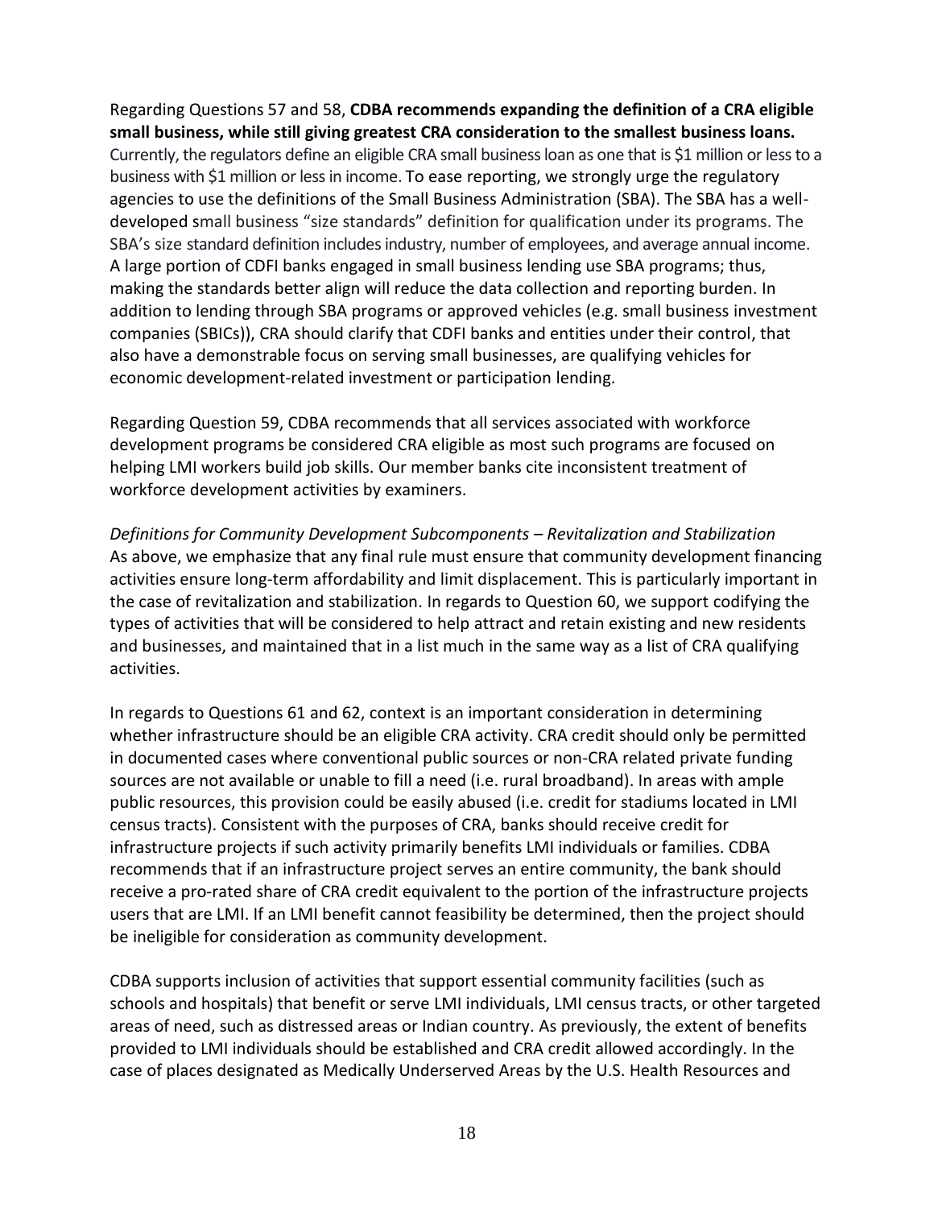Regarding Questions 57 and 58, **CDBA recommends expanding the definition of a CRA eligible small business, while still giving greatest CRA consideration to the smallest business loans.** Currently, the regulators define an eligible CRA small business loan as one that is $1 million or less to a business with $1 million or less in income. To ease reporting, we strongly urge the regulatory agencies to use the definitions of the Small Business Administration (SBA). The SBA has a well-developed small business "size standards" definition for qualification under its programs. The SBA's size standard definition includes industry, number of employees, and average annual income. A large portion of CDFI banks engaged in small business lending use SBA programs; thus, making the standards better align will reduce the data collection and reporting burden. In addition to lending through SBA programs or approved vehicles (e.g. small business investment companies (SBICs)), CRA should clarify that CDFI banks and entities under their control, that also have a demonstrable focus on serving small businesses, are qualifying vehicles for economic development-related investment or participation lending.

Regarding Question 59, CDBA recommends that all services associated with workforce development programs be considered CRA eligible as most such programs are focused on helping LMI workers build job skills. Our member banks cite inconsistent treatment of workforce development activities by examiners.

*Definitions for Community Development Subcomponents – Revitalization and Stabilization*
As above, we emphasize that any final rule must ensure that community development financing activities ensure long-term affordability and limit displacement. This is particularly important in the case of revitalization and stabilization. In regards to Question 60, we support codifying the types of activities that will be considered to help attract and retain existing and new residents and businesses, and maintained that in a list much in the same way as a list of CRA qualifying activities.

In regards to Questions 61 and 62, context is an important consideration in determining whether infrastructure should be an eligible CRA activity. CRA credit should only be permitted in documented cases where conventional public sources or non-CRA related private funding sources are not available or unable to fill a need (i.e. rural broadband). In areas with ample public resources, this provision could be easily abused (i.e. credit for stadiums located in LMI census tracts). Consistent with the purposes of CRA, banks should receive credit for infrastructure projects if such activity primarily benefits LMI individuals or families. CDBA recommends that if an infrastructure project serves an entire community, the bank should receive a pro-rated share of CRA credit equivalent to the portion of the infrastructure projects users that are LMI. If an LMI benefit cannot feasibility be determined, then the project should be ineligible for consideration as community development.

CDBA supports inclusion of activities that support essential community facilities (such as schools and hospitals) that benefit or serve LMI individuals, LMI census tracts, or other targeted areas of need, such as distressed areas or Indian country. As previously, the extent of benefits provided to LMI individuals should be established and CRA credit allowed accordingly. In the case of places designated as Medically Underserved Areas by the U.S. Health Resources and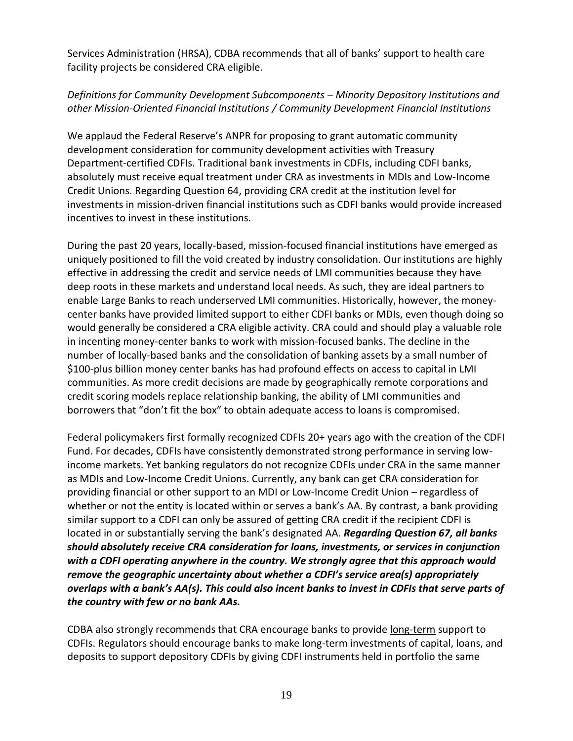Services Administration (HRSA), CDBA recommends that all of banks' support to health care facility projects be considered CRA eligible.

*Definitions for Community Development Subcomponents – Minority Depository Institutions and other Mission-Oriented Financial Institutions / Community Development Financial Institutions*

We applaud the Federal Reserve's ANPR for proposing to grant automatic community development consideration for community development activities with Treasury Department-certified CDFIs. Traditional bank investments in CDFIs, including CDFI banks, absolutely must receive equal treatment under CRA as investments in MDIs and Low-Income Credit Unions. Regarding Question 64, providing CRA credit at the institution level for investments in mission-driven financial institutions such as CDFI banks would provide increased incentives to invest in these institutions.

During the past 20 years, locally-based, mission-focused financial institutions have emerged as uniquely positioned to fill the void created by industry consolidation. Our institutions are highly effective in addressing the credit and service needs of LMI communities because they have deep roots in these markets and understand local needs. As such, they are ideal partners to enable Large Banks to reach underserved LMI communities. Historically, however, the money-center banks have provided limited support to either CDFI banks or MDIs, even though doing so would generally be considered a CRA eligible activity. CRA could and should play a valuable role in incenting money-center banks to work with mission-focused banks. The decline in the number of locally-based banks and the consolidation of banking assets by a small number of $100-plus billion money center banks has had profound effects on access to capital in LMI communities. As more credit decisions are made by geographically remote corporations and credit scoring models replace relationship banking, the ability of LMI communities and borrowers that "don't fit the box" to obtain adequate access to loans is compromised.

Federal policymakers first formally recognized CDFIs 20+ years ago with the creation of the CDFI Fund. For decades, CDFIs have consistently demonstrated strong performance in serving low-income markets. Yet banking regulators do not recognize CDFIs under CRA in the same manner as MDIs and Low-Income Credit Unions. Currently, any bank can get CRA consideration for providing financial or other support to an MDI or Low-Income Credit Union – regardless of whether or not the entity is located within or serves a bank's AA. By contrast, a bank providing similar support to a CDFI can only be assured of getting CRA credit if the recipient CDFI is located in or substantially serving the bank's designated AA. ***Regarding Question 67, all banks should absolutely receive CRA consideration for loans, investments, or services in conjunction with a CDFI operating anywhere in the country. We strongly agree that this approach would remove the geographic uncertainty about whether a CDFI's service area(s) appropriately overlaps with a bank's AA(s). This could also incent banks to invest in CDFIs that serve parts of the country with few or no bank AAs.***

CDBA also strongly recommends that CRA encourage banks to provide <u>long-term</u> support to CDFIs. Regulators should encourage banks to make long-term investments of capital, loans, and deposits to support depository CDFIs by giving CDFI instruments held in portfolio the same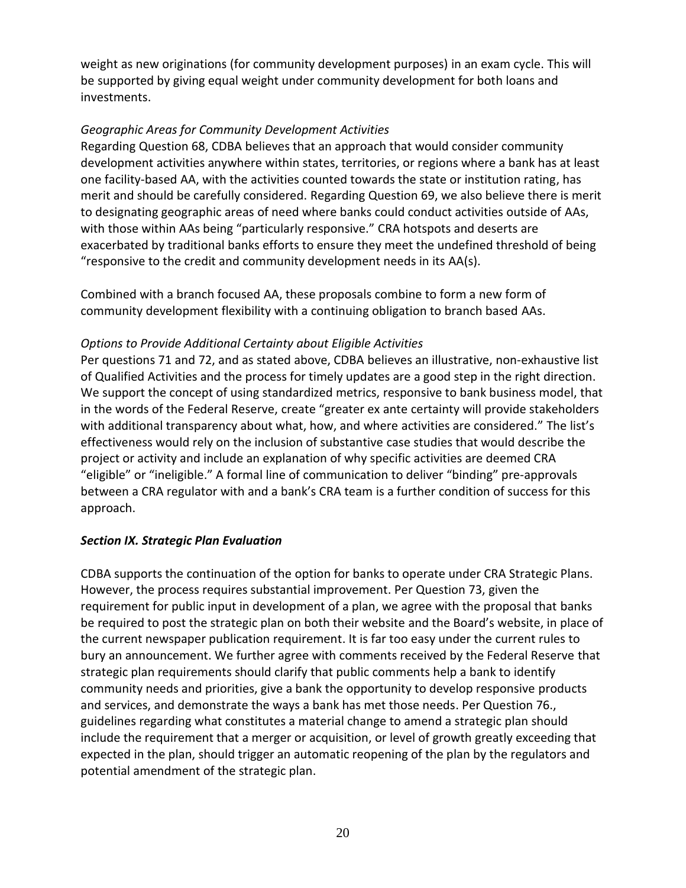weight as new originations (for community development purposes) in an exam cycle. This will be supported by giving equal weight under community development for both loans and investments.

*Geographic Areas for Community Development Activities*

Regarding Question 68, CDBA believes that an approach that would consider community development activities anywhere within states, territories, or regions where a bank has at least one facility-based AA, with the activities counted towards the state or institution rating, has merit and should be carefully considered. Regarding Question 69, we also believe there is merit to designating geographic areas of need where banks could conduct activities outside of AAs, with those within AAs being "particularly responsive." CRA hotspots and deserts are exacerbated by traditional banks efforts to ensure they meet the undefined threshold of being "responsive to the credit and community development needs in its AA(s).

Combined with a branch focused AA, these proposals combine to form a new form of community development flexibility with a continuing obligation to branch based AAs.

*Options to Provide Additional Certainty about Eligible Activities*

Per questions 71 and 72, and as stated above, CDBA believes an illustrative, non-exhaustive list of Qualified Activities and the process for timely updates are a good step in the right direction. We support the concept of using standardized metrics, responsive to bank business model, that in the words of the Federal Reserve, create "greater ex ante certainty will provide stakeholders with additional transparency about what, how, and where activities are considered." The list's effectiveness would rely on the inclusion of substantive case studies that would describe the project or activity and include an explanation of why specific activities are deemed CRA "eligible" or "ineligible." A formal line of communication to deliver "binding" pre-approvals between a CRA regulator with and a bank's CRA team is a further condition of success for this approach.

***Section IX. Strategic Plan Evaluation***

CDBA supports the continuation of the option for banks to operate under CRA Strategic Plans. However, the process requires substantial improvement. Per Question 73, given the requirement for public input in development of a plan, we agree with the proposal that banks be required to post the strategic plan on both their website and the Board's website, in place of the current newspaper publication requirement. It is far too easy under the current rules to bury an announcement. We further agree with comments received by the Federal Reserve that strategic plan requirements should clarify that public comments help a bank to identify community needs and priorities, give a bank the opportunity to develop responsive products and services, and demonstrate the ways a bank has met those needs. Per Question 76., guidelines regarding what constitutes a material change to amend a strategic plan should include the requirement that a merger or acquisition, or level of growth greatly exceeding that expected in the plan, should trigger an automatic reopening of the plan by the regulators and potential amendment of the strategic plan.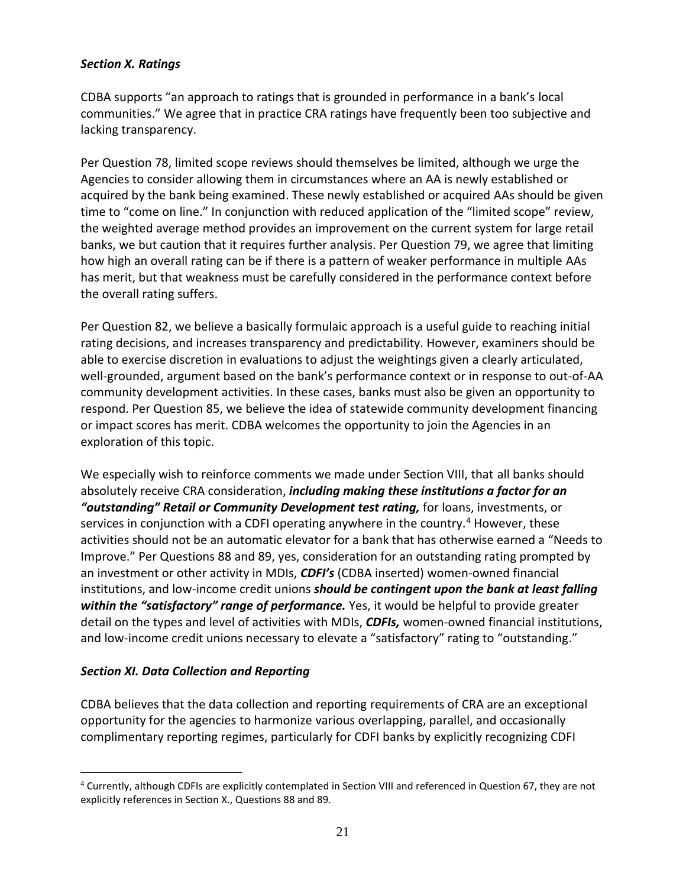### *Section X. Ratings*

CDBA supports "an approach to ratings that is grounded in performance in a bank's local communities." We agree that in practice CRA ratings have frequently been too subjective and lacking transparency.

Per Question 78, limited scope reviews should themselves be limited, although we urge the Agencies to consider allowing them in circumstances where an AA is newly established or acquired by the bank being examined. These newly established or acquired AAs should be given time to "come on line." In conjunction with reduced application of the "limited scope" review, the weighted average method provides an improvement on the current system for large retail banks, we but caution that it requires further analysis. Per Question 79, we agree that limiting how high an overall rating can be if there is a pattern of weaker performance in multiple AAs has merit, but that weakness must be carefully considered in the performance context before the overall rating suffers.

Per Question 82, we believe a basically formulaic approach is a useful guide to reaching initial rating decisions, and increases transparency and predictability. However, examiners should be able to exercise discretion in evaluations to adjust the weightings given a clearly articulated, well-grounded, argument based on the bank's performance context or in response to out-of-AA community development activities. In these cases, banks must also be given an opportunity to respond. Per Question 85, we believe the idea of statewide community development financing or impact scores has merit. CDBA welcomes the opportunity to join the Agencies in an exploration of this topic.

We especially wish to reinforce comments we made under Section VIII, that all banks should absolutely receive CRA consideration, ***including making these institutions a factor for an "outstanding" Retail or Community Development test rating,*** for loans, investments, or services in conjunction with a CDFI operating anywhere in the country.[4] However, these activities should not be an automatic elevator for a bank that has otherwise earned a "Needs to Improve." Per Questions 88 and 89, yes, consideration for an outstanding rating prompted by an investment or other activity in MDIs, ***CDFI's*** (CDBA inserted) women-owned financial institutions, and low-income credit unions ***should be contingent upon the bank at least falling within the "satisfactory" range of performance.*** Yes, it would be helpful to provide greater detail on the types and level of activities with MDIs, ***CDFIs,*** women-owned financial institutions, and low-income credit unions necessary to elevate a "satisfactory" rating to "outstanding."

### *Section XI. Data Collection and Reporting*

CDBA believes that the data collection and reporting requirements of CRA are an exceptional opportunity for the agencies to harmonize various overlapping, parallel, and occasionally complimentary reporting regimes, particularly for CDFI banks by explicitly recognizing CDFI

---

[4] Currently, although CDFIs are explicitly contemplated in Section VIII and referenced in Question 67, they are not explicitly references in Section X., Questions 88 and 89.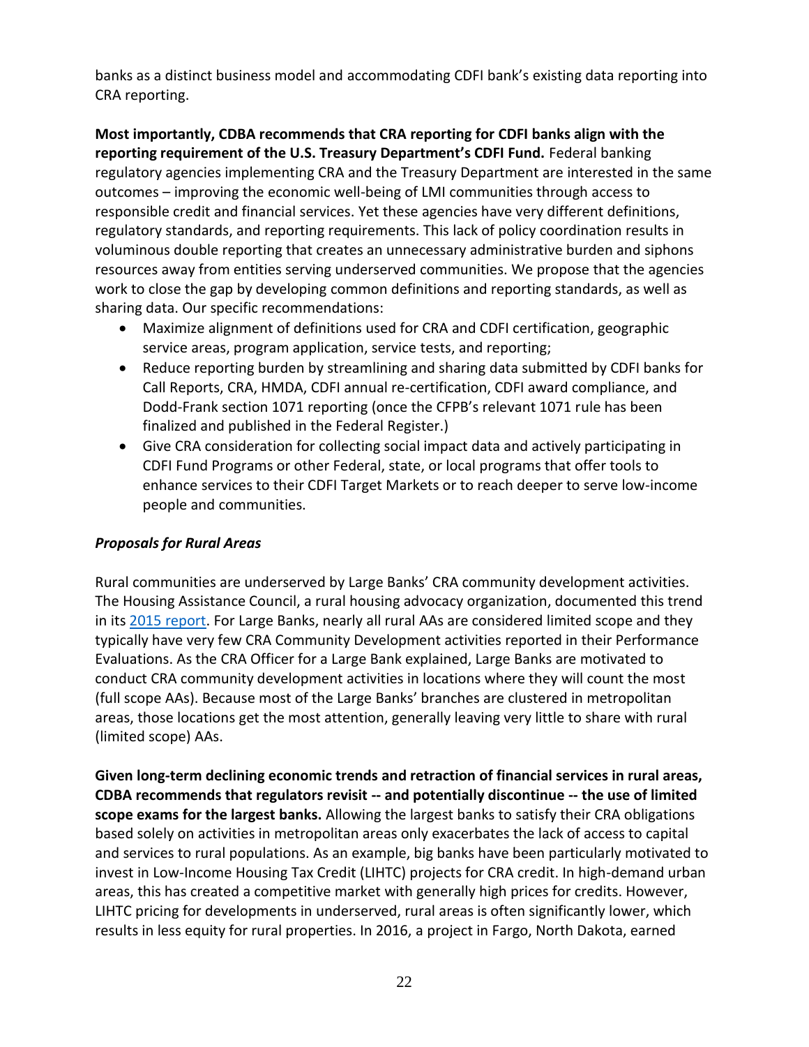banks as a distinct business model and accommodating CDFI bank's existing data reporting into CRA reporting.

**Most importantly, CDBA recommends that CRA reporting for CDFI banks align with the reporting requirement of the U.S. Treasury Department's CDFI Fund.** Federal banking regulatory agencies implementing CRA and the Treasury Department are interested in the same outcomes – improving the economic well-being of LMI communities through access to responsible credit and financial services. Yet these agencies have very different definitions, regulatory standards, and reporting requirements. This lack of policy coordination results in voluminous double reporting that creates an unnecessary administrative burden and siphons resources away from entities serving underserved communities. We propose that the agencies work to close the gap by developing common definitions and reporting standards, as well as sharing data. Our specific recommendations:

- Maximize alignment of definitions used for CRA and CDFI certification, geographic service areas, program application, service tests, and reporting;
- Reduce reporting burden by streamlining and sharing data submitted by CDFI banks for Call Reports, CRA, HMDA, CDFI annual re-certification, CDFI award compliance, and Dodd-Frank section 1071 reporting (once the CFPB's relevant 1071 rule has been finalized and published in the Federal Register.)
- Give CRA consideration for collecting social impact data and actively participating in CDFI Fund Programs or other Federal, state, or local programs that offer tools to enhance services to their CDFI Target Markets or to reach deeper to serve low-income people and communities.

***Proposals for Rural Areas***

Rural communities are underserved by Large Banks' CRA community development activities. The Housing Assistance Council, a rural housing advocacy organization, documented this trend in its 2015 report. For Large Banks, nearly all rural AAs are considered limited scope and they typically have very few CRA Community Development activities reported in their Performance Evaluations. As the CRA Officer for a Large Bank explained, Large Banks are motivated to conduct CRA community development activities in locations where they will count the most (full scope AAs). Because most of the Large Banks' branches are clustered in metropolitan areas, those locations get the most attention, generally leaving very little to share with rural (limited scope) AAs.

**Given long-term declining economic trends and retraction of financial services in rural areas, CDBA recommends that regulators revisit -- and potentially discontinue -- the use of limited scope exams for the largest banks.** Allowing the largest banks to satisfy their CRA obligations based solely on activities in metropolitan areas only exacerbates the lack of access to capital and services to rural populations. As an example, big banks have been particularly motivated to invest in Low-Income Housing Tax Credit (LIHTC) projects for CRA credit. In high-demand urban areas, this has created a competitive market with generally high prices for credits. However, LIHTC pricing for developments in underserved, rural areas is often significantly lower, which results in less equity for rural properties. In 2016, a project in Fargo, North Dakota, earned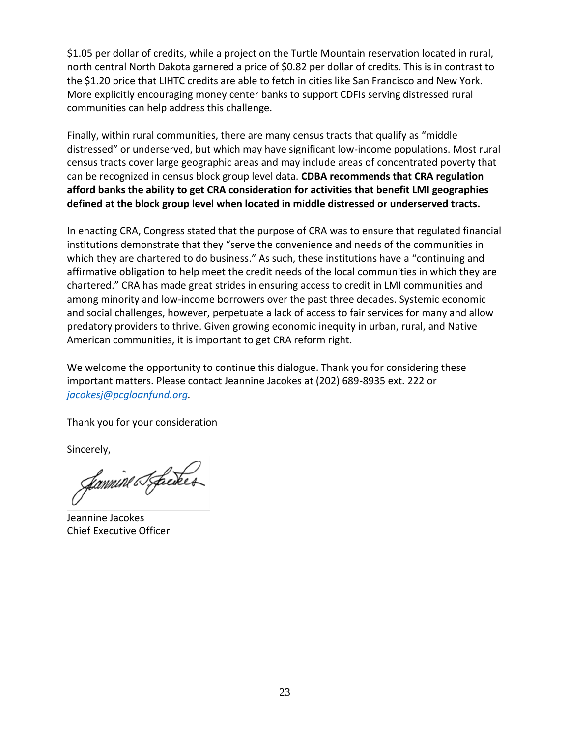$1.05 per dollar of credits, while a project on the Turtle Mountain reservation located in rural, north central North Dakota garnered a price of $0.82 per dollar of credits. This is in contrast to the $1.20 price that LIHTC credits are able to fetch in cities like San Francisco and New York. More explicitly encouraging money center banks to support CDFIs serving distressed rural communities can help address this challenge.

Finally, within rural communities, there are many census tracts that qualify as "middle distressed" or underserved, but which may have significant low-income populations. Most rural census tracts cover large geographic areas and may include areas of concentrated poverty that can be recognized in census block group level data. **CDBA recommends that CRA regulation afford banks the ability to get CRA consideration for activities that benefit LMI geographies defined at the block group level when located in middle distressed or underserved tracts.**

In enacting CRA, Congress stated that the purpose of CRA was to ensure that regulated financial institutions demonstrate that they "serve the convenience and needs of the communities in which they are chartered to do business." As such, these institutions have a "continuing and affirmative obligation to help meet the credit needs of the local communities in which they are chartered." CRA has made great strides in ensuring access to credit in LMI communities and among minority and low-income borrowers over the past three decades. Systemic economic and social challenges, however, perpetuate a lack of access to fair services for many and allow predatory providers to thrive. Given growing economic inequity in urban, rural, and Native American communities, it is important to get CRA reform right.

We welcome the opportunity to continue this dialogue. Thank you for considering these important matters. Please contact Jeannine Jacokes at (202) 689-8935 ext. 222 or *jacokesj@pcgloanfund.org.*

Thank you for your consideration

Sincerely,

Jeannine Jacokes
Chief Executive Officer